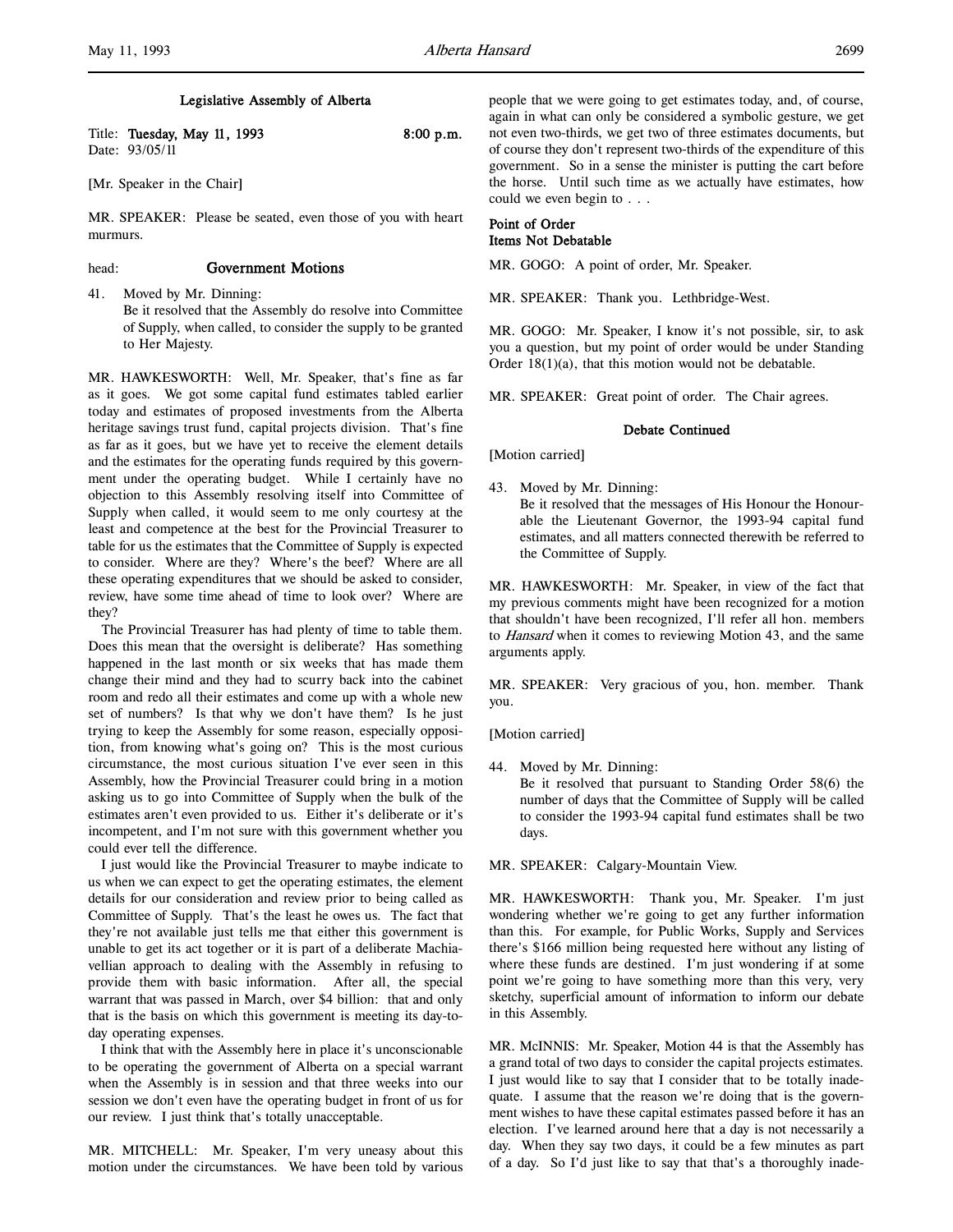# Legislative Assembly of Alberta

Title: **Tuesday, May 11, 1993** **8:00 p.m.**
Date: 93/05/11

[Mr. Speaker in the Chair]

MR. SPEAKER: Please be seated, even those of you with heart murmurs.

head: **Government Motions**

41. Moved by Mr. Dinning:
Be it resolved that the Assembly do resolve into Committee of Supply, when called, to consider the supply to be granted to Her Majesty.

MR. HAWKESWORTH: Well, Mr. Speaker, that's fine as far as it goes. We got some capital fund estimates tabled earlier today and estimates of proposed investments from the Alberta heritage savings trust fund, capital projects division. That's fine as far as it goes, but we have yet to receive the element details and the estimates for the operating funds required by this government under the operating budget. While I certainly have no objection to this Assembly resolving itself into Committee of Supply when called, it would seem to me only courtesy at the least and competence at the best for the Provincial Treasurer to table for us the estimates that the Committee of Supply is expected to consider. Where are they? Where's the beef? Where are all these operating expenditures that we should be asked to consider, review, have some time ahead of time to look over? Where are they?

The Provincial Treasurer has had plenty of time to table them. Does this mean that the oversight is deliberate? Has something happened in the last month or six weeks that has made them change their mind and they had to scurry back into the cabinet room and redo all their estimates and come up with a whole new set of numbers? Is that why we don't have them? Is he just trying to keep the Assembly for some reason, especially opposition, from knowing what's going on? This is the most curious circumstance, the most curious situation I've ever seen in this Assembly, how the Provincial Treasurer could bring in a motion asking us to go into Committee of Supply when the bulk of the estimates aren't even provided to us. Either it's deliberate or it's incompetent, and I'm not sure with this government whether you could ever tell the difference.

I just would like the Provincial Treasurer to maybe indicate to us when we can expect to get the operating estimates, the element details for our consideration and review prior to being called as Committee of Supply. That's the least he owes us. The fact that they're not available just tells me that either this government is unable to get its act together or it is part of a deliberate Machiavellian approach to dealing with the Assembly in refusing to provide them with basic information. After all, the special warrant that was passed in March, over $4 billion: that and only that is the basis on which this government is meeting its day-to-day operating expenses.

I think that with the Assembly here in place it's unconscionable to be operating the government of Alberta on a special warrant when the Assembly is in session and that three weeks into our session we don't even have the operating budget in front of us for our review. I just think that's totally unacceptable.

MR. MITCHELL: Mr. Speaker, I'm very uneasy about this motion under the circumstances. We have been told by various people that we were going to get estimates today, and, of course, again in what can only be considered a symbolic gesture, we get not even two-thirds, we get two of three estimates documents, but of course they don't represent two-thirds of the expenditure of this government. So in a sense the minister is putting the cart before the horse. Until such time as we actually have estimates, how could we even begin to . . .

**Point of Order**
**Items Not Debatable**

MR. GOGO: A point of order, Mr. Speaker.

MR. SPEAKER: Thank you. Lethbridge-West.

MR. GOGO: Mr. Speaker, I know it's not possible, sir, to ask you a question, but my point of order would be under Standing Order 18(1)(a), that this motion would not be debatable.

MR. SPEAKER: Great point of order. The Chair agrees.

**Debate Continued**

[Motion carried]

43. Moved by Mr. Dinning:
Be it resolved that the messages of His Honour the Honourable the Lieutenant Governor, the 1993-94 capital fund estimates, and all matters connected therewith be referred to the Committee of Supply.

MR. HAWKESWORTH: Mr. Speaker, in view of the fact that my previous comments might have been recognized for a motion that shouldn't have been recognized, I'll refer all hon. members to *Hansard* when it comes to reviewing Motion 43, and the same arguments apply.

MR. SPEAKER: Very gracious of you, hon. member. Thank you.

[Motion carried]

44. Moved by Mr. Dinning:
Be it resolved that pursuant to Standing Order 58(6) the number of days that the Committee of Supply will be called to consider the 1993-94 capital fund estimates shall be two days.

MR. SPEAKER: Calgary-Mountain View.

MR. HAWKESWORTH: Thank you, Mr. Speaker. I'm just wondering whether we're going to get any further information than this. For example, for Public Works, Supply and Services there's $166 million being requested here without any listing of where these funds are destined. I'm just wondering if at some point we're going to have something more than this very, very sketchy, superficial amount of information to inform our debate in this Assembly.

MR. McINNIS: Mr. Speaker, Motion 44 is that the Assembly has a grand total of two days to consider the capital projects estimates. I just would like to say that I consider that to be totally inadequate. I assume that the reason we're doing that is the government wishes to have these capital estimates passed before it has an election. I've learned around here that a day is not necessarily a day. When they say two days, it could be a few minutes as part of a day. So I'd just like to say that that's a thoroughly inade-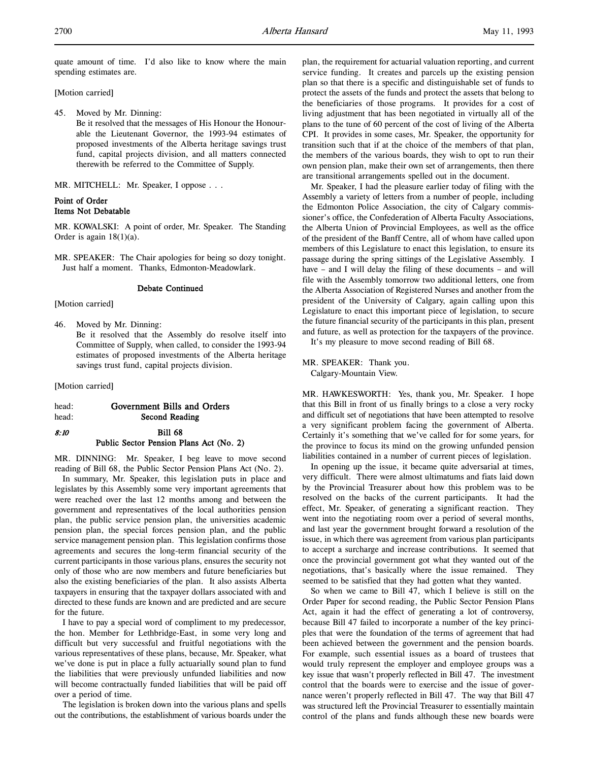quate amount of time. I'd also like to know where the main spending estimates are.

[Motion carried]

45. Moved by Mr. Dinning:
Be it resolved that the messages of His Honour the Honourable the Lieutenant Governor, the 1993-94 estimates of proposed investments of the Alberta heritage savings trust fund, capital projects division, and all matters connected therewith be referred to the Committee of Supply.

MR. MITCHELL: Mr. Speaker, I oppose . . .

**Point of Order**
**Items Not Debatable**

MR. KOWALSKI: A point of order, Mr. Speaker. The Standing Order is again 18(1)(a).

MR. SPEAKER: The Chair apologies for being so dozy tonight. Just half a moment. Thanks, Edmonton-Meadowlark.

**Debate Continued**

[Motion carried]

46. Moved by Mr. Dinning:
Be it resolved that the Assembly do resolve itself into Committee of Supply, when called, to consider the 1993-94 estimates of proposed investments of the Alberta heritage savings trust fund, capital projects division.

[Motion carried]

head: **Government Bills and Orders**
head: **Second Reading**

*8:10* **Bill 68**
**Public Sector Pension Plans Act (No. 2)**

MR. DINNING: Mr. Speaker, I beg leave to move second reading of Bill 68, the Public Sector Pension Plans Act (No. 2).

In summary, Mr. Speaker, this legislation puts in place and legislates by this Assembly some very important agreements that were reached over the last 12 months among and between the government and representatives of the local authorities pension plan, the public service pension plan, the universities academic pension plan, the special forces pension plan, and the public service management pension plan. This legislation confirms those agreements and secures the long-term financial security of the current participants in those various plans, ensures the security not only of those who are now members and future beneficiaries but also the existing beneficiaries of the plan. It also assists Alberta taxpayers in ensuring that the taxpayer dollars associated with and directed to these funds are known and are predicted and are secure for the future.

I have to pay a special word of compliment to my predecessor, the hon. Member for Lethbridge-East, in some very long and difficult but very successful and fruitful negotiations with the various representatives of these plans, because, Mr. Speaker, what we've done is put in place a fully actuarially sound plan to fund the liabilities that were previously unfunded liabilities and now will become contractually funded liabilities that will be paid off over a period of time.

The legislation is broken down into the various plans and spells out the contributions, the establishment of various boards under the plan, the requirement for actuarial valuation reporting, and current service funding. It creates and parcels up the existing pension plan so that there is a specific and distinguishable set of funds to protect the assets of the funds and protect the assets that belong to the beneficiaries of those programs. It provides for a cost of living adjustment that has been negotiated in virtually all of the plans to the tune of 60 percent of the cost of living of the Alberta CPI. It provides in some cases, Mr. Speaker, the opportunity for transition such that if at the choice of the members of that plan, the members of the various boards, they wish to opt to run their own pension plan, make their own set of arrangements, then there are transitional arrangements spelled out in the document.

Mr. Speaker, I had the pleasure earlier today of filing with the Assembly a variety of letters from a number of people, including the Edmonton Police Association, the city of Calgary commissioner's office, the Confederation of Alberta Faculty Associations, the Alberta Union of Provincial Employees, as well as the office of the president of the Banff Centre, all of whom have called upon members of this Legislature to enact this legislation, to ensure its passage during the spring sittings of the Legislative Assembly. I have – and I will delay the filing of these documents – and will file with the Assembly tomorrow two additional letters, one from the Alberta Association of Registered Nurses and another from the president of the University of Calgary, again calling upon this Legislature to enact this important piece of legislation, to secure the future financial security of the participants in this plan, present and future, as well as protection for the taxpayers of the province.

It's my pleasure to move second reading of Bill 68.

MR. SPEAKER: Thank you.
Calgary-Mountain View.

MR. HAWKESWORTH: Yes, thank you, Mr. Speaker. I hope that this Bill in front of us finally brings to a close a very rocky and difficult set of negotiations that have been attempted to resolve a very significant problem facing the government of Alberta. Certainly it's something that we've called for for some years, for the province to focus its mind on the growing unfunded pension liabilities contained in a number of current pieces of legislation.

In opening up the issue, it became quite adversarial at times, very difficult. There were almost ultimatums and fiats laid down by the Provincial Treasurer about how this problem was to be resolved on the backs of the current participants. It had the effect, Mr. Speaker, of generating a significant reaction. They went into the negotiating room over a period of several months, and last year the government brought forward a resolution of the issue, in which there was agreement from various plan participants to accept a surcharge and increase contributions. It seemed that once the provincial government got what they wanted out of the negotiations, that's basically where the issue remained. They seemed to be satisfied that they had gotten what they wanted.

So when we came to Bill 47, which I believe is still on the Order Paper for second reading, the Public Sector Pension Plans Act, again it had the effect of generating a lot of controversy, because Bill 47 failed to incorporate a number of the key principles that were the foundation of the terms of agreement that had been achieved between the government and the pension boards. For example, such essential issues as a board of trustees that would truly represent the employer and employee groups was a key issue that wasn't properly reflected in Bill 47. The investment control that the boards were to exercise and the issue of governance weren't properly reflected in Bill 47. The way that Bill 47 was structured left the Provincial Treasurer to essentially maintain control of the plans and funds although these new boards were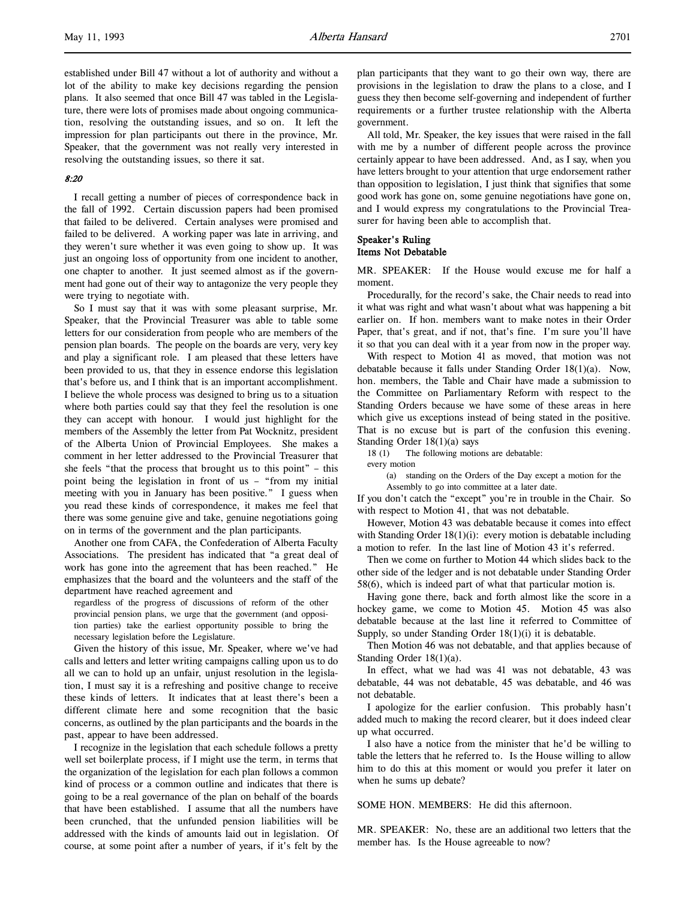established under Bill 47 without a lot of authority and without a lot of the ability to make key decisions regarding the pension plans. It also seemed that once Bill 47 was tabled in the Legislature, there were lots of promises made about ongoing communication, resolving the outstanding issues, and so on. It left the impression for plan participants out there in the province, Mr. Speaker, that the government was not really very interested in resolving the outstanding issues, so there it sat.

*8:20*

I recall getting a number of pieces of correspondence back in the fall of 1992. Certain discussion papers had been promised that failed to be delivered. Certain analyses were promised and failed to be delivered. A working paper was late in arriving, and they weren't sure whether it was even going to show up. It was just an ongoing loss of opportunity from one incident to another, one chapter to another. It just seemed almost as if the government had gone out of their way to antagonize the very people they were trying to negotiate with.

So I must say that it was with some pleasant surprise, Mr. Speaker, that the Provincial Treasurer was able to table some letters for our consideration from people who are members of the pension plan boards. The people on the boards are very, very key and play a significant role. I am pleased that these letters have been provided to us, that they in essence endorse this legislation that's before us, and I think that is an important accomplishment. I believe the whole process was designed to bring us to a situation where both parties could say that they feel the resolution is one they can accept with honour. I would just highlight for the members of the Assembly the letter from Pat Wocknitz, president of the Alberta Union of Provincial Employees. She makes a comment in her letter addressed to the Provincial Treasurer that she feels "that the process that brought us to this point" – this point being the legislation in front of us – "from my initial meeting with you in January has been positive." I guess when you read these kinds of correspondence, it makes me feel that there was some genuine give and take, genuine negotiations going on in terms of the government and the plan participants.

Another one from CAFA, the Confederation of Alberta Faculty Associations. The president has indicated that "a great deal of work has gone into the agreement that has been reached." He emphasizes that the board and the volunteers and the staff of the department have reached agreement and

> regardless of the progress of discussions of reform of the other provincial pension plans, we urge that the government (and opposition parties) take the earliest opportunity possible to bring the necessary legislation before the Legislature.

Given the history of this issue, Mr. Speaker, where we've had calls and letters and letter writing campaigns calling upon us to do all we can to hold up an unfair, unjust resolution in the legislation, I must say it is a refreshing and positive change to receive these kinds of letters. It indicates that at least there's been a different climate here and some recognition that the basic concerns, as outlined by the plan participants and the boards in the past, appear to have been addressed.

I recognize in the legislation that each schedule follows a pretty well set boilerplate process, if I might use the term, in terms that the organization of the legislation for each plan follows a common kind of process or a common outline and indicates that there is going to be a real governance of the plan on behalf of the boards that have been established. I assume that all the numbers have been crunched, that the unfunded pension liabilities will be addressed with the kinds of amounts laid out in legislation. Of course, at some point after a number of years, if it's felt by the plan participants that they want to go their own way, there are provisions in the legislation to draw the plans to a close, and I guess they then become self-governing and independent of further requirements or a further trustee relationship with the Alberta government.

All told, Mr. Speaker, the key issues that were raised in the fall with me by a number of different people across the province certainly appear to have been addressed. And, as I say, when you have letters brought to your attention that urge endorsement rather than opposition to legislation, I just think that signifies that some good work has gone on, some genuine negotiations have gone on, and I would express my congratulations to the Provincial Treasurer for having been able to accomplish that.

## Speaker's Ruling
## Items Not Debatable

MR. SPEAKER: If the House would excuse me for half a moment.

Procedurally, for the record's sake, the Chair needs to read into it what was right and what wasn't about what was happening a bit earlier on. If hon. members want to make notes in their Order Paper, that's great, and if not, that's fine. I'm sure you'll have it so that you can deal with it a year from now in the proper way.

With respect to Motion 41 as moved, that motion was not debatable because it falls under Standing Order 18(1)(a). Now, hon. members, the Table and Chair have made a submission to the Committee on Parliamentary Reform with respect to the Standing Orders because we have some of these areas in here which give us exceptions instead of being stated in the positive. That is no excuse but is part of the confusion this evening. Standing Order 18(1)(a) says

> 18 (1) The following motions are debatable:
> every motion
> (a) standing on the Orders of the Day except a motion for the Assembly to go into committee at a later date.

If you don't catch the "except" you're in trouble in the Chair. So with respect to Motion 41, that was not debatable.

However, Motion 43 was debatable because it comes into effect with Standing Order 18(1)(i): every motion is debatable including a motion to refer. In the last line of Motion 43 it's referred.

Then we come on further to Motion 44 which slides back to the other side of the ledger and is not debatable under Standing Order 58(6), which is indeed part of what that particular motion is.

Having gone there, back and forth almost like the score in a hockey game, we come to Motion 45. Motion 45 was also debatable because at the last line it referred to Committee of Supply, so under Standing Order 18(1)(i) it is debatable.

Then Motion 46 was not debatable, and that applies because of Standing Order 18(1)(a).

In effect, what we had was 41 was not debatable, 43 was debatable, 44 was not debatable, 45 was debatable, and 46 was not debatable.

I apologize for the earlier confusion. This probably hasn't added much to making the record clearer, but it does indeed clear up what occurred.

I also have a notice from the minister that he'd be willing to table the letters that he referred to. Is the House willing to allow him to do this at this moment or would you prefer it later on when he sums up debate?

SOME HON. MEMBERS: He did this afternoon.

MR. SPEAKER: No, these are an additional two letters that the member has. Is the House agreeable to now?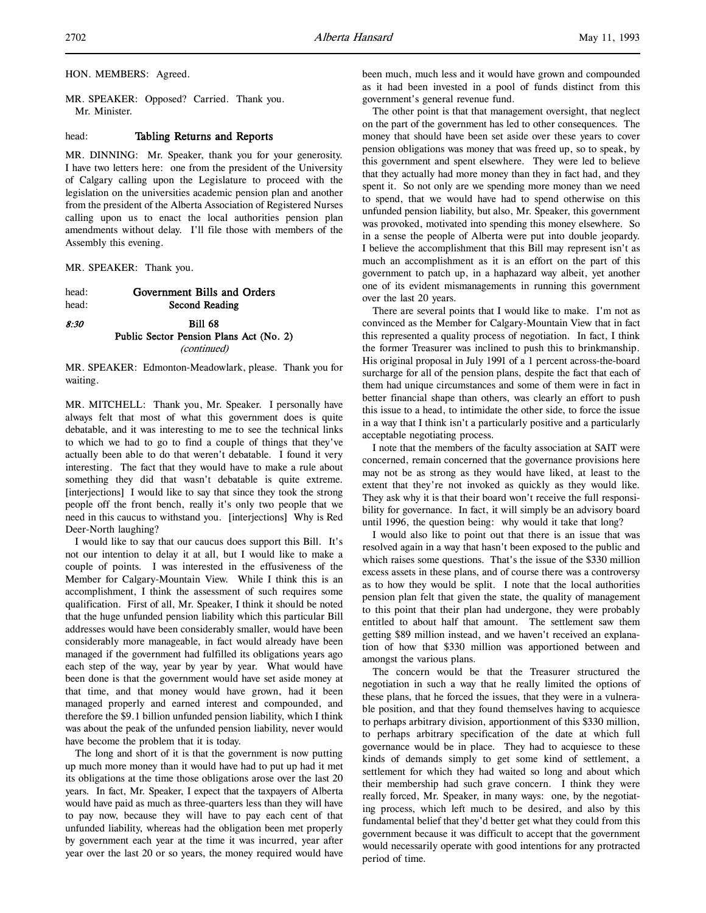HON. MEMBERS: Agreed.

MR. SPEAKER: Opposed? Carried. Thank you.
Mr. Minister.

head: **Tabling Returns and Reports**

MR. DINNING: Mr. Speaker, thank you for your generosity. I have two letters here: one from the president of the University of Calgary calling upon the Legislature to proceed with the legislation on the universities academic pension plan and another from the president of the Alberta Association of Registered Nurses calling upon us to enact the local authorities pension plan amendments without delay. I'll file those with members of the Assembly this evening.

MR. SPEAKER: Thank you.

head: **Government Bills and Orders**
head: **Second Reading**

*8:30* **Bill 68**
**Public Sector Pension Plans Act (No. 2)**
*(continued)*

MR. SPEAKER: Edmonton-Meadowlark, please. Thank you for waiting.

MR. MITCHELL: Thank you, Mr. Speaker. I personally have always felt that most of what this government does is quite debatable, and it was interesting to me to see the technical links to which we had to go to find a couple of things that they've actually been able to do that weren't debatable. I found it very interesting. The fact that they would have to make a rule about something they did that wasn't debatable is quite extreme. [interjections] I would like to say that since they took the strong people off the front bench, really it's only two people that we need in this caucus to withstand you. [interjections] Why is Red Deer-North laughing?

I would like to say that our caucus does support this Bill. It's not our intention to delay it at all, but I would like to make a couple of points. I was interested in the effusiveness of the Member for Calgary-Mountain View. While I think this is an accomplishment, I think the assessment of such requires some qualification. First of all, Mr. Speaker, I think it should be noted that the huge unfunded pension liability which this particular Bill addresses would have been considerably smaller, would have been considerably more manageable, in fact would already have been managed if the government had fulfilled its obligations years ago each step of the way, year by year by year. What would have been done is that the government would have set aside money at that time, and that money would have grown, had it been managed properly and earned interest and compounded, and therefore the $9.1 billion unfunded pension liability, which I think was about the peak of the unfunded pension liability, never would have become the problem that it is today.

The long and short of it is that the government is now putting up much more money than it would have had to put up had it met its obligations at the time those obligations arose over the last 20 years. In fact, Mr. Speaker, I expect that the taxpayers of Alberta would have paid as much as three-quarters less than they will have to pay now, because they will have to pay each cent of that unfunded liability, whereas had the obligation been met properly by government each year at the time it was incurred, year after year over the last 20 or so years, the money required would have been much, much less and it would have grown and compounded as it had been invested in a pool of funds distinct from this government's general revenue fund.

The other point is that that management oversight, that neglect on the part of the government has led to other consequences. The money that should have been set aside over these years to cover pension obligations was money that was freed up, so to speak, by this government and spent elsewhere. They were led to believe that they actually had more money than they in fact had, and they spent it. So not only are we spending more money than we need to spend, that we would have had to spend otherwise on this unfunded pension liability, but also, Mr. Speaker, this government was provoked, motivated into spending this money elsewhere. So in a sense the people of Alberta were put into double jeopardy. I believe the accomplishment that this Bill may represent isn't as much an accomplishment as it is an effort on the part of this government to patch up, in a haphazard way albeit, yet another one of its evident mismanagements in running this government over the last 20 years.

There are several points that I would like to make. I'm not as convinced as the Member for Calgary-Mountain View that in fact this represented a quality process of negotiation. In fact, I think the former Treasurer was inclined to push this to brinkmanship. His original proposal in July 1991 of a 1 percent across-the-board surcharge for all of the pension plans, despite the fact that each of them had unique circumstances and some of them were in fact in better financial shape than others, was clearly an effort to push this issue to a head, to intimidate the other side, to force the issue in a way that I think isn't a particularly positive and a particularly acceptable negotiating process.

I note that the members of the faculty association at SAIT were concerned, remain concerned that the governance provisions here may not be as strong as they would have liked, at least to the extent that they're not invoked as quickly as they would like. They ask why it is that their board won't receive the full responsibility for governance. In fact, it will simply be an advisory board until 1996, the question being: why would it take that long?

I would also like to point out that there is an issue that was resolved again in a way that hasn't been exposed to the public and which raises some questions. That's the issue of the $330 million excess assets in these plans, and of course there was a controversy as to how they would be split. I note that the local authorities pension plan felt that given the state, the quality of management to this point that their plan had undergone, they were probably entitled to about half that amount. The settlement saw them getting $89 million instead, and we haven't received an explanation of how that $330 million was apportioned between and amongst the various plans.

The concern would be that the Treasurer structured the negotiation in such a way that he really limited the options of these plans, that he forced the issues, that they were in a vulnerable position, and that they found themselves having to acquiesce to perhaps arbitrary division, apportionment of this $330 million, to perhaps arbitrary specification of the date at which full governance would be in place. They had to acquiesce to these kinds of demands simply to get some kind of settlement, a settlement for which they had waited so long and about which their membership had such grave concern. I think they were really forced, Mr. Speaker, in many ways: one, by the negotiating process, which left much to be desired, and also by this fundamental belief that they'd better get what they could from this government because it was difficult to accept that the government would necessarily operate with good intentions for any protracted period of time.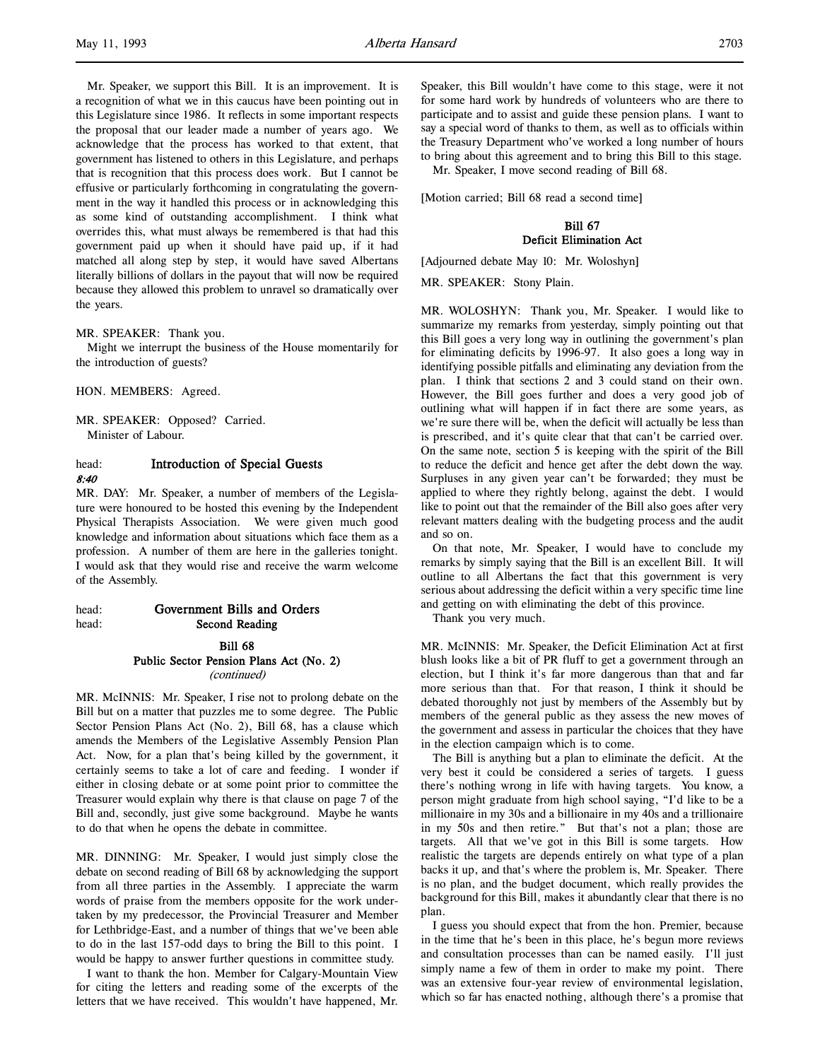Mr. Speaker, we support this Bill. It is an improvement. It is a recognition of what we in this caucus have been pointing out in this Legislature since 1986. It reflects in some important respects the proposal that our leader made a number of years ago. We acknowledge that the process has worked to that extent, that government has listened to others in this Legislature, and perhaps that is recognition that this process does work. But I cannot be effusive or particularly forthcoming in congratulating the government in the way it handled this process or in acknowledging this as some kind of outstanding accomplishment. I think what overrides this, what must always be remembered is that had this government paid up when it should have paid up, if it had matched all along step by step, it would have saved Albertans literally billions of dollars in the payout that will now be required because they allowed this problem to unravel so dramatically over the years.

MR. SPEAKER: Thank you.

Might we interrupt the business of the House momentarily for the introduction of guests?

HON. MEMBERS: Agreed.

MR. SPEAKER: Opposed? Carried.

Minister of Labour.

head: **Introduction of Special Guests**

*8:40*

MR. DAY: Mr. Speaker, a number of members of the Legislature were honoured to be hosted this evening by the Independent Physical Therapists Association. We were given much good knowledge and information about situations which face them as a profession. A number of them are here in the galleries tonight. I would ask that they would rise and receive the warm welcome of the Assembly.

head: **Government Bills and Orders**

head: **Second Reading**

**Bill 68**
**Public Sector Pension Plans Act (No. 2)**
*(continued)*

MR. McINNIS: Mr. Speaker, I rise not to prolong debate on the Bill but on a matter that puzzles me to some degree. The Public Sector Pension Plans Act (No. 2), Bill 68, has a clause which amends the Members of the Legislative Assembly Pension Plan Act. Now, for a plan that's being killed by the government, it certainly seems to take a lot of care and feeding. I wonder if either in closing debate or at some point prior to committee the Treasurer would explain why there is that clause on page 7 of the Bill and, secondly, just give some background. Maybe he wants to do that when he opens the debate in committee.

MR. DINNING: Mr. Speaker, I would just simply close the debate on second reading of Bill 68 by acknowledging the support from all three parties in the Assembly. I appreciate the warm words of praise from the members opposite for the work undertaken by my predecessor, the Provincial Treasurer and Member for Lethbridge-East, and a number of things that we've been able to do in the last 157-odd days to bring the Bill to this point. I would be happy to answer further questions in committee study.

I want to thank the hon. Member for Calgary-Mountain View for citing the letters and reading some of the excerpts of the letters that we have received. This wouldn't have happened, Mr. Speaker, this Bill wouldn't have come to this stage, were it not for some hard work by hundreds of volunteers who are there to participate and to assist and guide these pension plans. I want to say a special word of thanks to them, as well as to officials within the Treasury Department who've worked a long number of hours to bring about this agreement and to bring this Bill to this stage.

Mr. Speaker, I move second reading of Bill 68.

[Motion carried; Bill 68 read a second time]

**Bill 67**
**Deficit Elimination Act**

[Adjourned debate May 10: Mr. Woloshyn]

MR. SPEAKER: Stony Plain.

MR. WOLOSHYN: Thank you, Mr. Speaker. I would like to summarize my remarks from yesterday, simply pointing out that this Bill goes a very long way in outlining the government's plan for eliminating deficits by 1996-97. It also goes a long way in identifying possible pitfalls and eliminating any deviation from the plan. I think that sections 2 and 3 could stand on their own. However, the Bill goes further and does a very good job of outlining what will happen if in fact there are some years, as we're sure there will be, when the deficit will actually be less than is prescribed, and it's quite clear that that can't be carried over. On the same note, section 5 is keeping with the spirit of the Bill to reduce the deficit and hence get after the debt down the way. Surpluses in any given year can't be forwarded; they must be applied to where they rightly belong, against the debt. I would like to point out that the remainder of the Bill also goes after very relevant matters dealing with the budgeting process and the audit and so on.

On that note, Mr. Speaker, I would have to conclude my remarks by simply saying that the Bill is an excellent Bill. It will outline to all Albertans the fact that this government is very serious about addressing the deficit within a very specific time line and getting on with eliminating the debt of this province.

Thank you very much.

MR. McINNIS: Mr. Speaker, the Deficit Elimination Act at first blush looks like a bit of PR fluff to get a government through an election, but I think it's far more dangerous than that and far more serious than that. For that reason, I think it should be debated thoroughly not just by members of the Assembly but by members of the general public as they assess the new moves of the government and assess in particular the choices that they have in the election campaign which is to come.

The Bill is anything but a plan to eliminate the deficit. At the very best it could be considered a series of targets. I guess there's nothing wrong in life with having targets. You know, a person might graduate from high school saying, "I'd like to be a millionaire in my 30s and a billionaire in my 40s and a trillionaire in my 50s and then retire." But that's not a plan; those are targets. All that we've got in this Bill is some targets. How realistic the targets are depends entirely on what type of a plan backs it up, and that's where the problem is, Mr. Speaker. There is no plan, and the budget document, which really provides the background for this Bill, makes it abundantly clear that there is no plan.

I guess you should expect that from the hon. Premier, because in the time that he's been in this place, he's begun more reviews and consultation processes than can be named easily. I'll just simply name a few of them in order to make my point. There was an extensive four-year review of environmental legislation, which so far has enacted nothing, although there's a promise that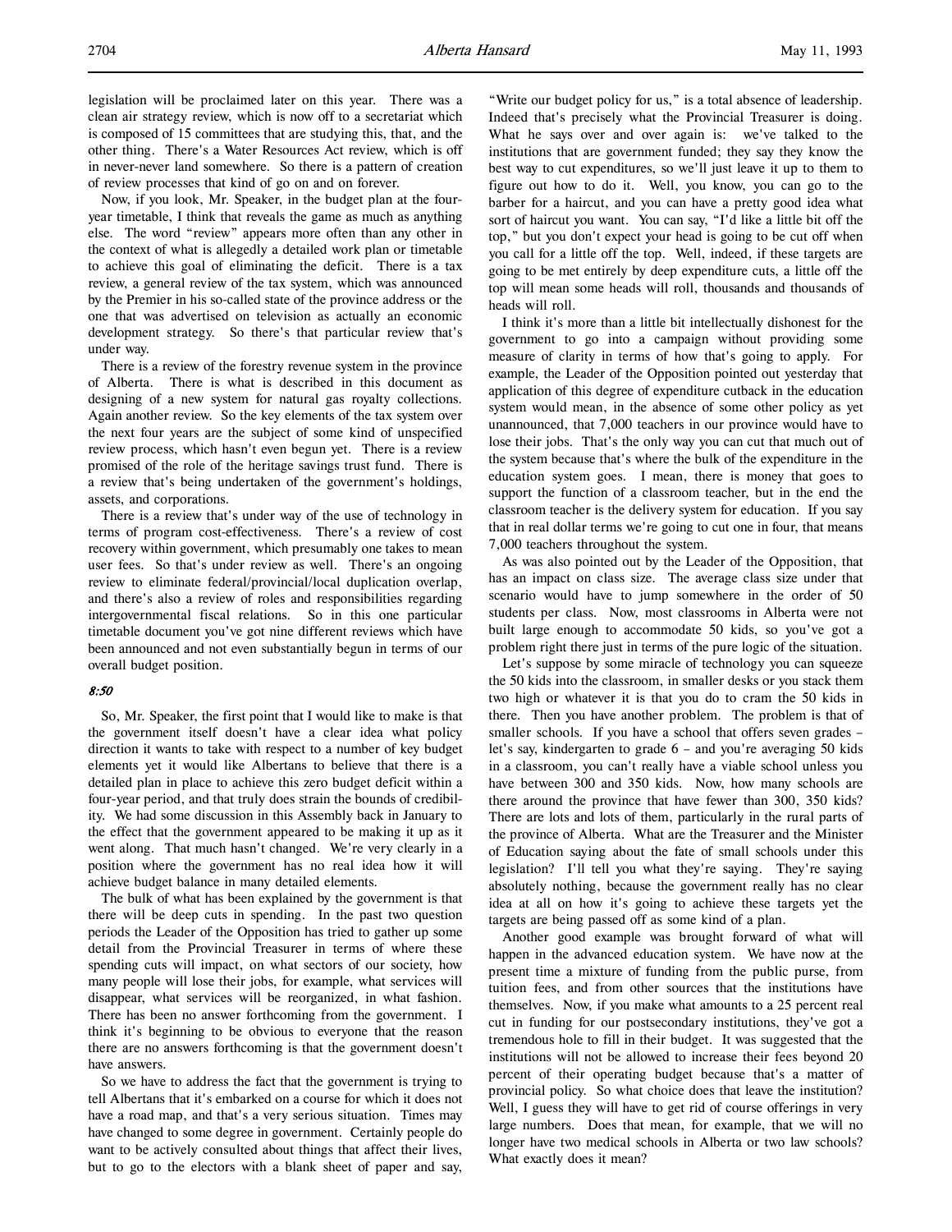legislation will be proclaimed later on this year. There was a clean air strategy review, which is now off to a secretariat which is composed of 15 committees that are studying this, that, and the other thing. There's a Water Resources Act review, which is off in never-never land somewhere. So there is a pattern of creation of review processes that kind of go on and on forever.

Now, if you look, Mr. Speaker, in the budget plan at the four-year timetable, I think that reveals the game as much as anything else. The word "review" appears more often than any other in the context of what is allegedly a detailed work plan or timetable to achieve this goal of eliminating the deficit. There is a tax review, a general review of the tax system, which was announced by the Premier in his so-called state of the province address or the one that was advertised on television as actually an economic development strategy. So there's that particular review that's under way.

There is a review of the forestry revenue system in the province of Alberta. There is what is described in this document as designing of a new system for natural gas royalty collections. Again another review. So the key elements of the tax system over the next four years are the subject of some kind of unspecified review process, which hasn't even begun yet. There is a review promised of the role of the heritage savings trust fund. There is a review that's being undertaken of the government's holdings, assets, and corporations.

There is a review that's under way of the use of technology in terms of program cost-effectiveness. There's a review of cost recovery within government, which presumably one takes to mean user fees. So that's under review as well. There's an ongoing review to eliminate federal/provincial/local duplication overlap, and there's also a review of roles and responsibilities regarding intergovernmental fiscal relations. So in this one particular timetable document you've got nine different reviews which have been announced and not even substantially begun in terms of our overall budget position.

*8:50*

So, Mr. Speaker, the first point that I would like to make is that the government itself doesn't have a clear idea what policy direction it wants to take with respect to a number of key budget elements yet it would like Albertans to believe that there is a detailed plan in place to achieve this zero budget deficit within a four-year period, and that truly does strain the bounds of credibility. We had some discussion in this Assembly back in January to the effect that the government appeared to be making it up as it went along. That much hasn't changed. We're very clearly in a position where the government has no real idea how it will achieve budget balance in many detailed elements.

The bulk of what has been explained by the government is that there will be deep cuts in spending. In the past two question periods the Leader of the Opposition has tried to gather up some detail from the Provincial Treasurer in terms of where these spending cuts will impact, on what sectors of our society, how many people will lose their jobs, for example, what services will disappear, what services will be reorganized, in what fashion. There has been no answer forthcoming from the government. I think it's beginning to be obvious to everyone that the reason there are no answers forthcoming is that the government doesn't have answers.

So we have to address the fact that the government is trying to tell Albertans that it's embarked on a course for which it does not have a road map, and that's a very serious situation. Times may have changed to some degree in government. Certainly people do want to be actively consulted about things that affect their lives, but to go to the electors with a blank sheet of paper and say, "Write our budget policy for us," is a total absence of leadership. Indeed that's precisely what the Provincial Treasurer is doing. What he says over and over again is: we've talked to the institutions that are government funded; they say they know the best way to cut expenditures, so we'll just leave it up to them to figure out how to do it. Well, you know, you can go to the barber for a haircut, and you can have a pretty good idea what sort of haircut you want. You can say, "I'd like a little bit off the top," but you don't expect your head is going to be cut off when you call for a little off the top. Well, indeed, if these targets are going to be met entirely by deep expenditure cuts, a little off the top will mean some heads will roll, thousands and thousands of heads will roll.

I think it's more than a little bit intellectually dishonest for the government to go into a campaign without providing some measure of clarity in terms of how that's going to apply. For example, the Leader of the Opposition pointed out yesterday that application of this degree of expenditure cutback in the education system would mean, in the absence of some other policy as yet unannounced, that 7,000 teachers in our province would have to lose their jobs. That's the only way you can cut that much out of the system because that's where the bulk of the expenditure in the education system goes. I mean, there is money that goes to support the function of a classroom teacher, but in the end the classroom teacher is the delivery system for education. If you say that in real dollar terms we're going to cut one in four, that means 7,000 teachers throughout the system.

As was also pointed out by the Leader of the Opposition, that has an impact on class size. The average class size under that scenario would have to jump somewhere in the order of 50 students per class. Now, most classrooms in Alberta were not built large enough to accommodate 50 kids, so you've got a problem right there just in terms of the pure logic of the situation.

Let's suppose by some miracle of technology you can squeeze the 50 kids into the classroom, in smaller desks or you stack them two high or whatever it is that you do to cram the 50 kids in there. Then you have another problem. The problem is that of smaller schools. If you have a school that offers seven grades – let's say, kindergarten to grade 6 – and you're averaging 50 kids in a classroom, you can't really have a viable school unless you have between 300 and 350 kids. Now, how many schools are there around the province that have fewer than 300, 350 kids? There are lots and lots of them, particularly in the rural parts of the province of Alberta. What are the Treasurer and the Minister of Education saying about the fate of small schools under this legislation? I'll tell you what they're saying. They're saying absolutely nothing, because the government really has no clear idea at all on how it's going to achieve these targets yet the targets are being passed off as some kind of a plan.

Another good example was brought forward of what will happen in the advanced education system. We have now at the present time a mixture of funding from the public purse, from tuition fees, and from other sources that the institutions have themselves. Now, if you make what amounts to a 25 percent real cut in funding for our postsecondary institutions, they've got a tremendous hole to fill in their budget. It was suggested that the institutions will not be allowed to increase their fees beyond 20 percent of their operating budget because that's a matter of provincial policy. So what choice does that leave the institution? Well, I guess they will have to get rid of course offerings in very large numbers. Does that mean, for example, that we will no longer have two medical schools in Alberta or two law schools? What exactly does it mean?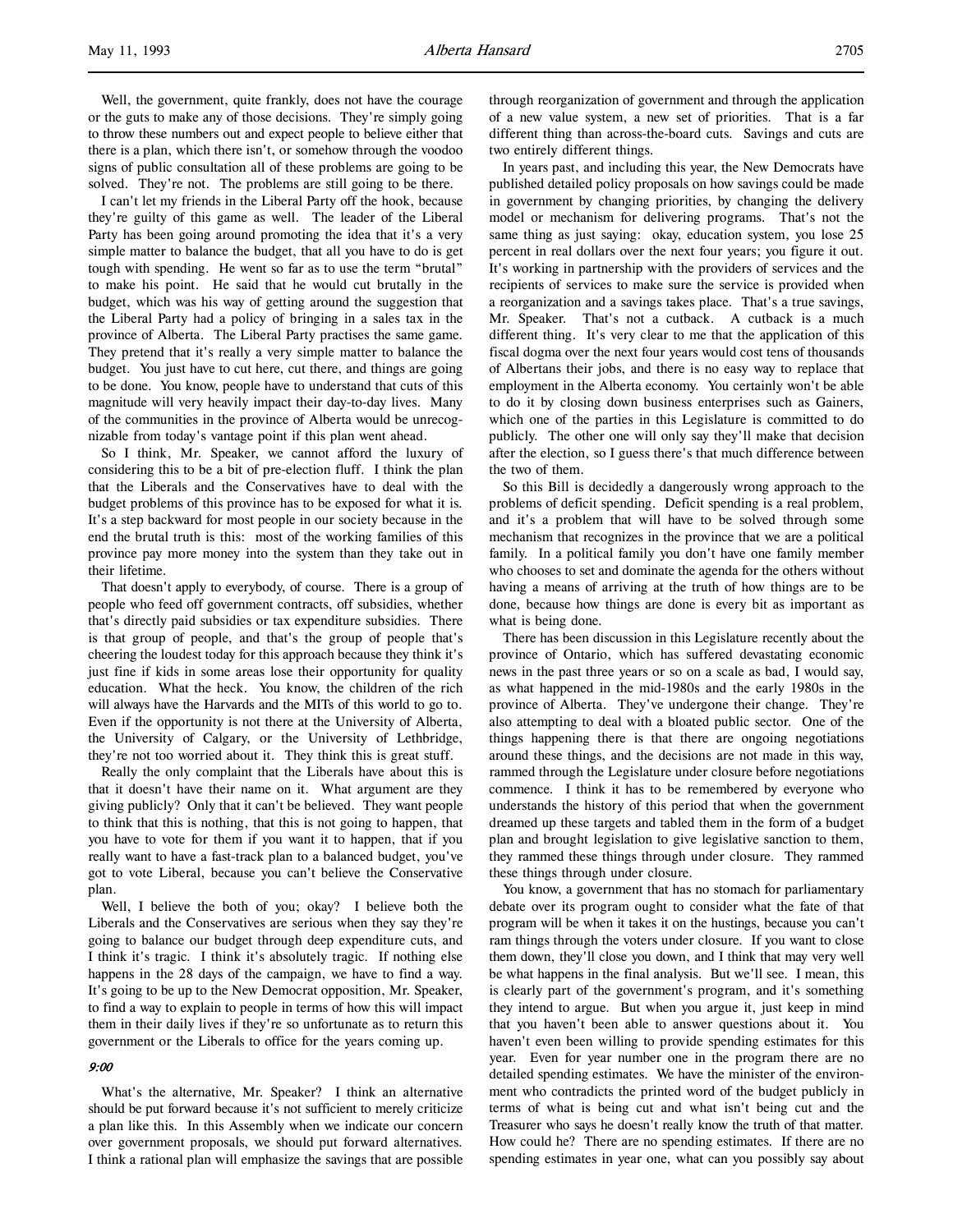Well, the government, quite frankly, does not have the courage or the guts to make any of those decisions. They're simply going to throw these numbers out and expect people to believe either that there is a plan, which there isn't, or somehow through the voodoo signs of public consultation all of these problems are going to be solved. They're not. The problems are still going to be there.

I can't let my friends in the Liberal Party off the hook, because they're guilty of this game as well. The leader of the Liberal Party has been going around promoting the idea that it's a very simple matter to balance the budget, that all you have to do is get tough with spending. He went so far as to use the term "brutal" to make his point. He said that he would cut brutally in the budget, which was his way of getting around the suggestion that the Liberal Party had a policy of bringing in a sales tax in the province of Alberta. The Liberal Party practises the same game. They pretend that it's really a very simple matter to balance the budget. You just have to cut here, cut there, and things are going to be done. You know, people have to understand that cuts of this magnitude will very heavily impact their day-to-day lives. Many of the communities in the province of Alberta would be unrecognizable from today's vantage point if this plan went ahead.

So I think, Mr. Speaker, we cannot afford the luxury of considering this to be a bit of pre-election fluff. I think the plan that the Liberals and the Conservatives have to deal with the budget problems of this province has to be exposed for what it is. It's a step backward for most people in our society because in the end the brutal truth is this: most of the working families of this province pay more money into the system than they take out in their lifetime.

That doesn't apply to everybody, of course. There is a group of people who feed off government contracts, off subsidies, whether that's directly paid subsidies or tax expenditure subsidies. There is that group of people, and that's the group of people that's cheering the loudest today for this approach because they think it's just fine if kids in some areas lose their opportunity for quality education. What the heck. You know, the children of the rich will always have the Harvards and the MITs of this world to go to. Even if the opportunity is not there at the University of Alberta, the University of Calgary, or the University of Lethbridge, they're not too worried about it. They think this is great stuff.

Really the only complaint that the Liberals have about this is that it doesn't have their name on it. What argument are they giving publicly? Only that it can't be believed. They want people to think that this is nothing, that this is not going to happen, that you have to vote for them if you want it to happen, that if you really want to have a fast-track plan to a balanced budget, you've got to vote Liberal, because you can't believe the Conservative plan.

Well, I believe the both of you; okay? I believe both the Liberals and the Conservatives are serious when they say they're going to balance our budget through deep expenditure cuts, and I think it's tragic. I think it's absolutely tragic. If nothing else happens in the 28 days of the campaign, we have to find a way. It's going to be up to the New Democrat opposition, Mr. Speaker, to find a way to explain to people in terms of how this will impact them in their daily lives if they're so unfortunate as to return this government or the Liberals to office for the years coming up.

*9:00*

What's the alternative, Mr. Speaker? I think an alternative should be put forward because it's not sufficient to merely criticize a plan like this. In this Assembly when we indicate our concern over government proposals, we should put forward alternatives. I think a rational plan will emphasize the savings that are possible through reorganization of government and through the application of a new value system, a new set of priorities. That is a far different thing than across-the-board cuts. Savings and cuts are two entirely different things.

In years past, and including this year, the New Democrats have published detailed policy proposals on how savings could be made in government by changing priorities, by changing the delivery model or mechanism for delivering programs. That's not the same thing as just saying: okay, education system, you lose 25 percent in real dollars over the next four years; you figure it out. It's working in partnership with the providers of services and the recipients of services to make sure the service is provided when a reorganization and a savings takes place. That's a true savings, Mr. Speaker. That's not a cutback. A cutback is a much different thing. It's very clear to me that the application of this fiscal dogma over the next four years would cost tens of thousands of Albertans their jobs, and there is no easy way to replace that employment in the Alberta economy. You certainly won't be able to do it by closing down business enterprises such as Gainers, which one of the parties in this Legislature is committed to do publicly. The other one will only say they'll make that decision after the election, so I guess there's that much difference between the two of them.

So this Bill is decidedly a dangerously wrong approach to the problems of deficit spending. Deficit spending is a real problem, and it's a problem that will have to be solved through some mechanism that recognizes in the province that we are a political family. In a political family you don't have one family member who chooses to set and dominate the agenda for the others without having a means of arriving at the truth of how things are to be done, because how things are done is every bit as important as what is being done.

There has been discussion in this Legislature recently about the province of Ontario, which has suffered devastating economic news in the past three years or so on a scale as bad, I would say, as what happened in the mid-1980s and the early 1980s in the province of Alberta. They've undergone their change. They're also attempting to deal with a bloated public sector. One of the things happening there is that there are ongoing negotiations around these things, and the decisions are not made in this way, rammed through the Legislature under closure before negotiations commence. I think it has to be remembered by everyone who understands the history of this period that when the government dreamed up these targets and tabled them in the form of a budget plan and brought legislation to give legislative sanction to them, they rammed these things through under closure. They rammed these things through under closure.

You know, a government that has no stomach for parliamentary debate over its program ought to consider what the fate of that program will be when it takes it on the hustings, because you can't ram things through the voters under closure. If you want to close them down, they'll close you down, and I think that may very well be what happens in the final analysis. But we'll see. I mean, this is clearly part of the government's program, and it's something they intend to argue. But when you argue it, just keep in mind that you haven't been able to answer questions about it. You haven't even been willing to provide spending estimates for this year. Even for year number one in the program there are no detailed spending estimates. We have the minister of the environment who contradicts the printed word of the budget publicly in terms of what is being cut and what isn't being cut and the Treasurer who says he doesn't really know the truth of that matter. How could he? There are no spending estimates. If there are no spending estimates in year one, what can you possibly say about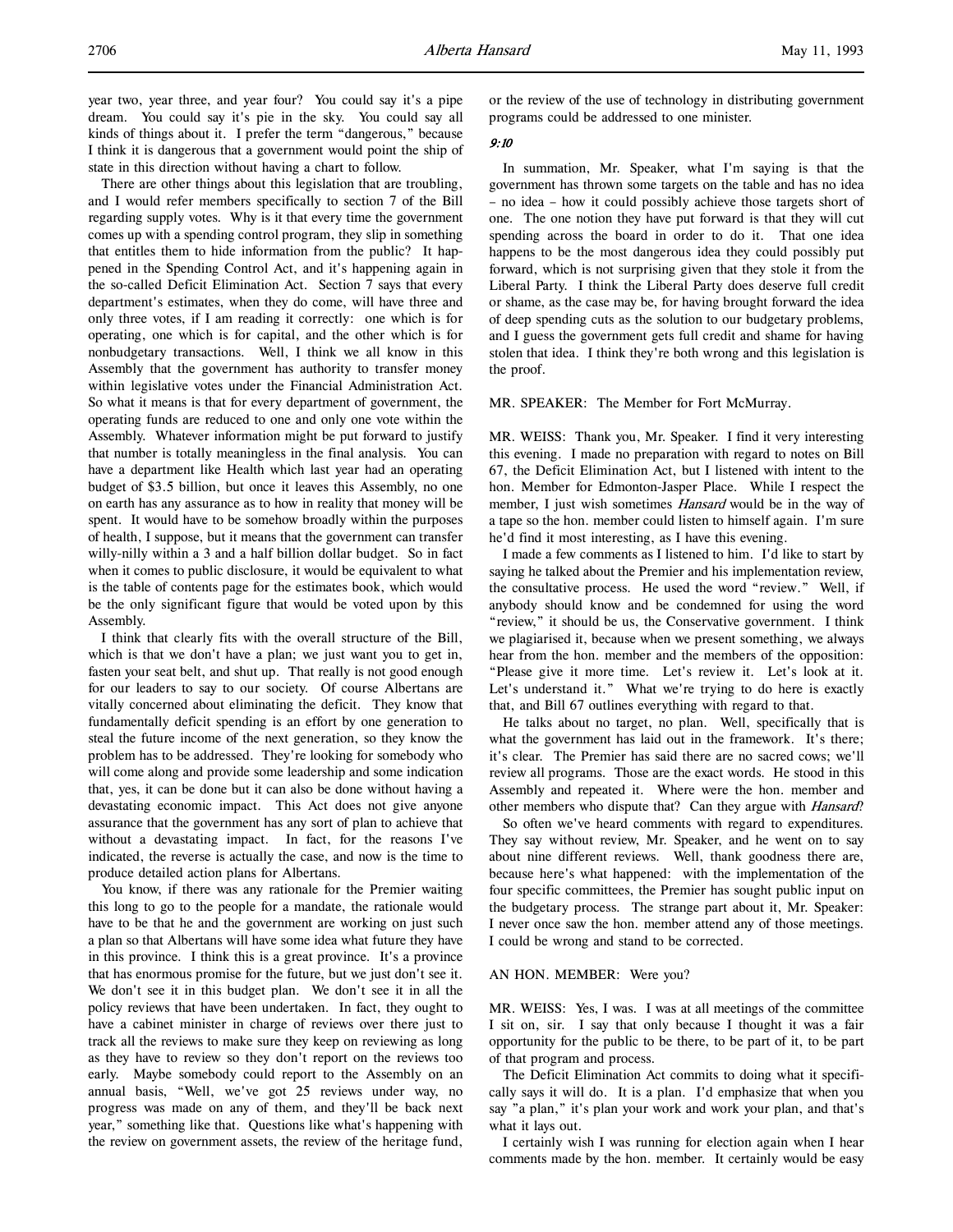year two, year three, and year four? You could say it's a pipe dream. You could say it's pie in the sky. You could say all kinds of things about it. I prefer the term "dangerous," because I think it is dangerous that a government would point the ship of state in this direction without having a chart to follow.

There are other things about this legislation that are troubling, and I would refer members specifically to section 7 of the Bill regarding supply votes. Why is it that every time the government comes up with a spending control program, they slip in something that entitles them to hide information from the public? It happened in the Spending Control Act, and it's happening again in the so-called Deficit Elimination Act. Section 7 says that every department's estimates, when they do come, will have three and only three votes, if I am reading it correctly: one which is for operating, one which is for capital, and the other which is for nonbudgetary transactions. Well, I think we all know in this Assembly that the government has authority to transfer money within legislative votes under the Financial Administration Act. So what it means is that for every department of government, the operating funds are reduced to one and only one vote within the Assembly. Whatever information might be put forward to justify that number is totally meaningless in the final analysis. You can have a department like Health which last year had an operating budget of $3.5 billion, but once it leaves this Assembly, no one on earth has any assurance as to how in reality that money will be spent. It would have to be somehow broadly within the purposes of health, I suppose, but it means that the government can transfer willy-nilly within a 3 and a half billion dollar budget. So in fact when it comes to public disclosure, it would be equivalent to what is the table of contents page for the estimates book, which would be the only significant figure that would be voted upon by this Assembly.

I think that clearly fits with the overall structure of the Bill, which is that we don't have a plan; we just want you to get in, fasten your seat belt, and shut up. That really is not good enough for our leaders to say to our society. Of course Albertans are vitally concerned about eliminating the deficit. They know that fundamentally deficit spending is an effort by one generation to steal the future income of the next generation, so they know the problem has to be addressed. They're looking for somebody who will come along and provide some leadership and some indication that, yes, it can be done but it can also be done without having a devastating economic impact. This Act does not give anyone assurance that the government has any sort of plan to achieve that without a devastating impact. In fact, for the reasons I've indicated, the reverse is actually the case, and now is the time to produce detailed action plans for Albertans.

You know, if there was any rationale for the Premier waiting this long to go to the people for a mandate, the rationale would have to be that he and the government are working on just such a plan so that Albertans will have some idea what future they have in this province. I think this is a great province. It's a province that has enormous promise for the future, but we just don't see it. We don't see it in this budget plan. We don't see it in all the policy reviews that have been undertaken. In fact, they ought to have a cabinet minister in charge of reviews over there just to track all the reviews to make sure they keep on reviewing as long as they have to review so they don't report on the reviews too early. Maybe somebody could report to the Assembly on an annual basis, "Well, we've got 25 reviews under way, no progress was made on any of them, and they'll be back next year," something like that. Questions like what's happening with the review on government assets, the review of the heritage fund, or the review of the use of technology in distributing government programs could be addressed to one minister.

*9:10*

In summation, Mr. Speaker, what I'm saying is that the government has thrown some targets on the table and has no idea – no idea – how it could possibly achieve those targets short of one. The one notion they have put forward is that they will cut spending across the board in order to do it. That one idea happens to be the most dangerous idea they could possibly put forward, which is not surprising given that they stole it from the Liberal Party. I think the Liberal Party does deserve full credit or shame, as the case may be, for having brought forward the idea of deep spending cuts as the solution to our budgetary problems, and I guess the government gets full credit and shame for having stolen that idea. I think they're both wrong and this legislation is the proof.

MR. SPEAKER: The Member for Fort McMurray.

MR. WEISS: Thank you, Mr. Speaker. I find it very interesting this evening. I made no preparation with regard to notes on Bill 67, the Deficit Elimination Act, but I listened with intent to the hon. Member for Edmonton-Jasper Place. While I respect the member, I just wish sometimes *Hansard* would be in the way of a tape so the hon. member could listen to himself again. I'm sure he'd find it most interesting, as I have this evening.

I made a few comments as I listened to him. I'd like to start by saying he talked about the Premier and his implementation review, the consultative process. He used the word "review." Well, if anybody should know and be condemned for using the word "review," it should be us, the Conservative government. I think we plagiarised it, because when we present something, we always hear from the hon. member and the members of the opposition: "Please give it more time. Let's review it. Let's look at it. Let's understand it." What we're trying to do here is exactly that, and Bill 67 outlines everything with regard to that.

He talks about no target, no plan. Well, specifically that is what the government has laid out in the framework. It's there; it's clear. The Premier has said there are no sacred cows; we'll review all programs. Those are the exact words. He stood in this Assembly and repeated it. Where were the hon. member and other members who dispute that? Can they argue with *Hansard*?

So often we've heard comments with regard to expenditures. They say without review, Mr. Speaker, and he went on to say about nine different reviews. Well, thank goodness there are, because here's what happened: with the implementation of the four specific committees, the Premier has sought public input on the budgetary process. The strange part about it, Mr. Speaker: I never once saw the hon. member attend any of those meetings. I could be wrong and stand to be corrected.

AN HON. MEMBER: Were you?

MR. WEISS: Yes, I was. I was at all meetings of the committee I sit on, sir. I say that only because I thought it was a fair opportunity for the public to be there, to be part of it, to be part of that program and process.

The Deficit Elimination Act commits to doing what it specifically says it will do. It is a plan. I'd emphasize that when you say "a plan," it's plan your work and work your plan, and that's what it lays out.

I certainly wish I was running for election again when I hear comments made by the hon. member. It certainly would be easy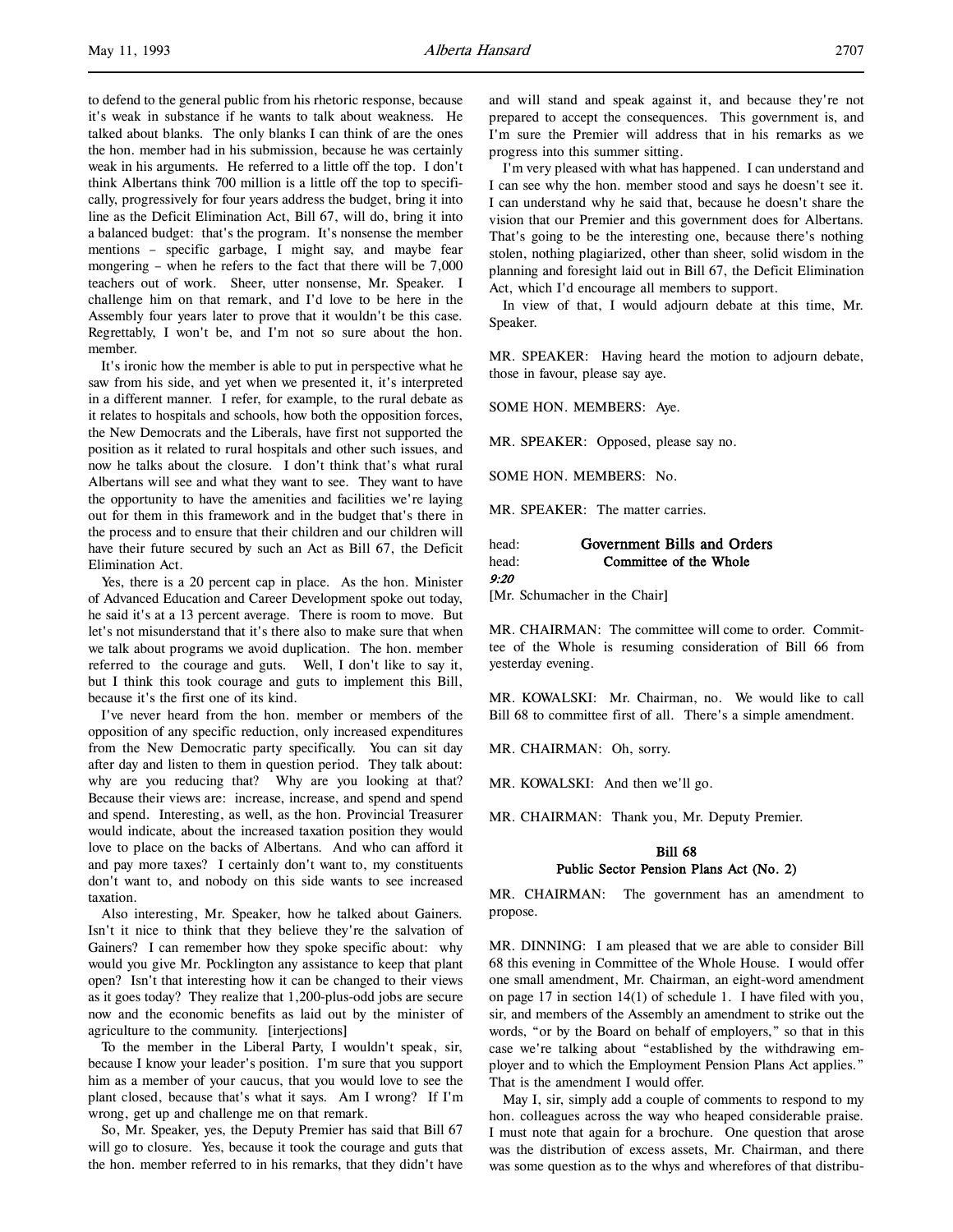to defend to the general public from his rhetoric response, because it's weak in substance if he wants to talk about weakness. He talked about blanks. The only blanks I can think of are the ones the hon. member had in his submission, because he was certainly weak in his arguments. He referred to a little off the top. I don't think Albertans think 700 million is a little off the top to specifically, progressively for four years address the budget, bring it into line as the Deficit Elimination Act, Bill 67, will do, bring it into a balanced budget: that's the program. It's nonsense the member mentions – specific garbage, I might say, and maybe fear mongering – when he refers to the fact that there will be 7,000 teachers out of work. Sheer, utter nonsense, Mr. Speaker. I challenge him on that remark, and I'd love to be here in the Assembly four years later to prove that it wouldn't be this case. Regrettably, I won't be, and I'm not so sure about the hon. member.

It's ironic how the member is able to put in perspective what he saw from his side, and yet when we presented it, it's interpreted in a different manner. I refer, for example, to the rural debate as it relates to hospitals and schools, how both the opposition forces, the New Democrats and the Liberals, have first not supported the position as it related to rural hospitals and other such issues, and now he talks about the closure. I don't think that's what rural Albertans will see and what they want to see. They want to have the opportunity to have the amenities and facilities we're laying out for them in this framework and in the budget that's there in the process and to ensure that their children and our children will have their future secured by such an Act as Bill 67, the Deficit Elimination Act.

Yes, there is a 20 percent cap in place. As the hon. Minister of Advanced Education and Career Development spoke out today, he said it's at a 13 percent average. There is room to move. But let's not misunderstand that it's there also to make sure that when we talk about programs we avoid duplication. The hon. member referred to the courage and guts. Well, I don't like to say it, but I think this took courage and guts to implement this Bill, because it's the first one of its kind.

I've never heard from the hon. member or members of the opposition of any specific reduction, only increased expenditures from the New Democratic party specifically. You can sit day after day and listen to them in question period. They talk about: why are you reducing that? Why are you looking at that? Because their views are: increase, increase, and spend and spend and spend. Interesting, as well, as the hon. Provincial Treasurer would indicate, about the increased taxation position they would love to place on the backs of Albertans. And who can afford it and pay more taxes? I certainly don't want to, my constituents don't want to, and nobody on this side wants to see increased taxation.

Also interesting, Mr. Speaker, how he talked about Gainers. Isn't it nice to think that they believe they're the salvation of Gainers? I can remember how they spoke specific about: why would you give Mr. Pocklington any assistance to keep that plant open? Isn't that interesting how it can be changed to their views as it goes today? They realize that 1,200-plus-odd jobs are secure now and the economic benefits as laid out by the minister of agriculture to the community. [interjections]

To the member in the Liberal Party, I wouldn't speak, sir, because I know your leader's position. I'm sure that you support him as a member of your caucus, that you would love to see the plant closed, because that's what it says. Am I wrong? If I'm wrong, get up and challenge me on that remark.

So, Mr. Speaker, yes, the Deputy Premier has said that Bill 67 will go to closure. Yes, because it took the courage and guts that the hon. member referred to in his remarks, that they didn't have and will stand and speak against it, and because they're not prepared to accept the consequences. This government is, and I'm sure the Premier will address that in his remarks as we progress into this summer sitting.

I'm very pleased with what has happened. I can understand and I can see why the hon. member stood and says he doesn't see it. I can understand why he said that, because he doesn't share the vision that our Premier and this government does for Albertans. That's going to be the interesting one, because there's nothing stolen, nothing plagiarized, other than sheer, solid wisdom in the planning and foresight laid out in Bill 67, the Deficit Elimination Act, which I'd encourage all members to support.

In view of that, I would adjourn debate at this time, Mr. Speaker.

MR. SPEAKER: Having heard the motion to adjourn debate, those in favour, please say aye.

SOME HON. MEMBERS: Aye.

MR. SPEAKER: Opposed, please say no.

SOME HON. MEMBERS: No.

MR. SPEAKER: The matter carries.

head: **Government Bills and Orders**

head: **Committee of the Whole**

***9:20***

[Mr. Schumacher in the Chair]

MR. CHAIRMAN: The committee will come to order. Committee of the Whole is resuming consideration of Bill 66 from yesterday evening.

MR. KOWALSKI: Mr. Chairman, no. We would like to call Bill 68 to committee first of all. There's a simple amendment.

MR. CHAIRMAN: Oh, sorry.

MR. KOWALSKI: And then we'll go.

MR. CHAIRMAN: Thank you, Mr. Deputy Premier.

## Bill 68
## Public Sector Pension Plans Act (No. 2)

MR. CHAIRMAN: The government has an amendment to propose.

MR. DINNING: I am pleased that we are able to consider Bill 68 this evening in Committee of the Whole House. I would offer one small amendment, Mr. Chairman, an eight-word amendment on page 17 in section 14(1) of schedule 1. I have filed with you, sir, and members of the Assembly an amendment to strike out the words, "or by the Board on behalf of employers," so that in this case we're talking about "established by the withdrawing employer and to which the Employment Pension Plans Act applies." That is the amendment I would offer.

May I, sir, simply add a couple of comments to respond to my hon. colleagues across the way who heaped considerable praise. I must note that again for a brochure. One question that arose was the distribution of excess assets, Mr. Chairman, and there was some question as to the whys and wherefores of that distribu-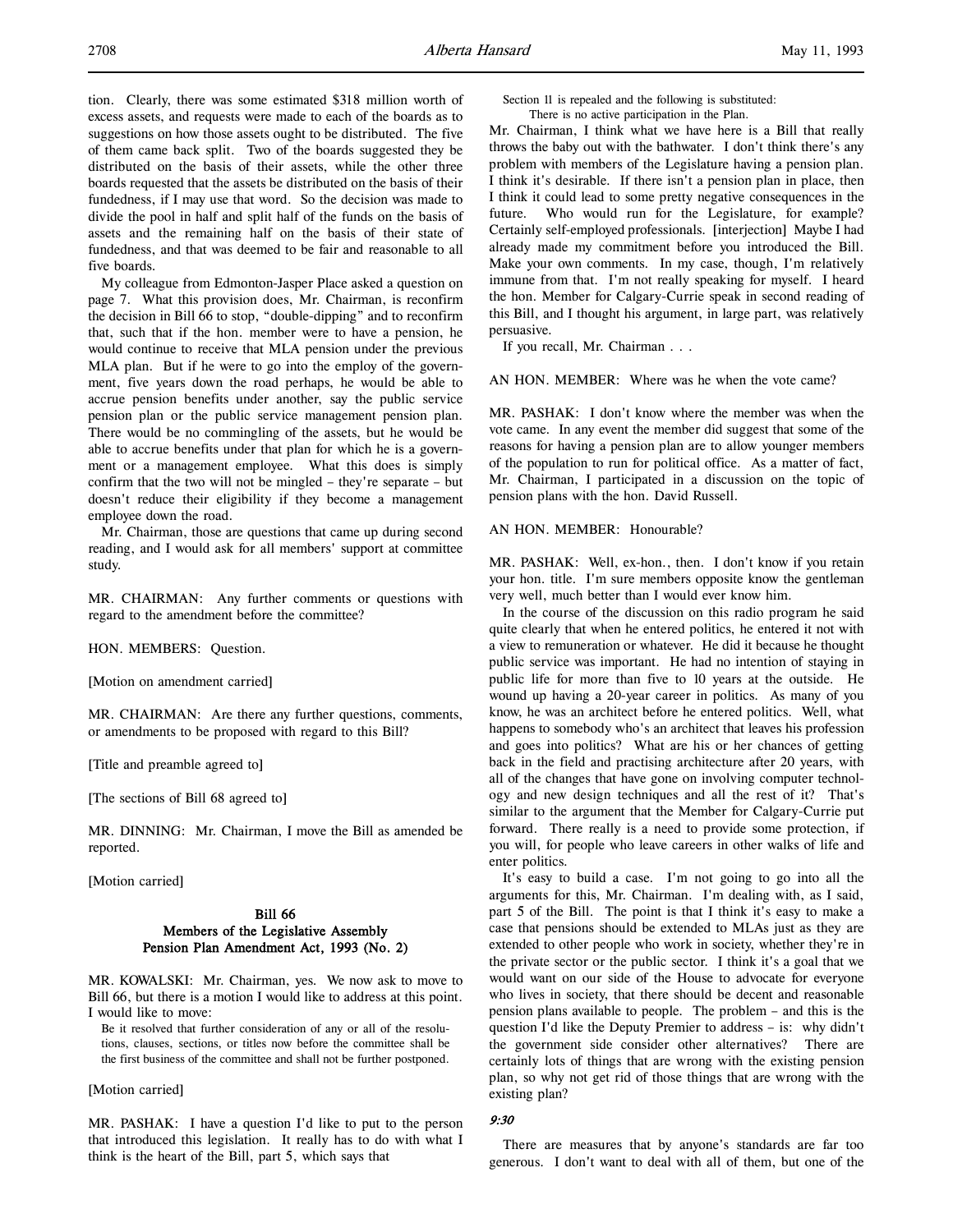tion. Clearly, there was some estimated $318 million worth of excess assets, and requests were made to each of the boards as to suggestions on how those assets ought to be distributed. The five of them came back split. Two of the boards suggested they be distributed on the basis of their assets, while the other three boards requested that the assets be distributed on the basis of their fundedness, if I may use that word. So the decision was made to divide the pool in half and split half of the funds on the basis of assets and the remaining half on the basis of their state of fundedness, and that was deemed to be fair and reasonable to all five boards.

My colleague from Edmonton-Jasper Place asked a question on page 7. What this provision does, Mr. Chairman, is reconfirm the decision in Bill 66 to stop, "double-dipping" and to reconfirm that, such that if the hon. member were to have a pension, he would continue to receive that MLA pension under the previous MLA plan. But if he were to go into the employ of the government, five years down the road perhaps, he would be able to accrue pension benefits under another, say the public service pension plan or the public service management pension plan. There would be no commingling of the assets, but he would be able to accrue benefits under that plan for which he is a government or a management employee. What this does is simply confirm that the two will not be mingled – they're separate – but doesn't reduce their eligibility if they become a management employee down the road.

Mr. Chairman, those are questions that came up during second reading, and I would ask for all members' support at committee study.

MR. CHAIRMAN: Any further comments or questions with regard to the amendment before the committee?

HON. MEMBERS: Question.

[Motion on amendment carried]

MR. CHAIRMAN: Are there any further questions, comments, or amendments to be proposed with regard to this Bill?

[Title and preamble agreed to]

[The sections of Bill 68 agreed to]

MR. DINNING: Mr. Chairman, I move the Bill as amended be reported.

[Motion carried]

## Bill 66
## Members of the Legislative Assembly Pension Plan Amendment Act, 1993 (No. 2)

MR. KOWALSKI: Mr. Chairman, yes. We now ask to move to Bill 66, but there is a motion I would like to address at this point. I would like to move:

> Be it resolved that further consideration of any or all of the resolutions, clauses, sections, or titles now before the committee shall be the first business of the committee and shall not be further postponed.

[Motion carried]

MR. PASHAK: I have a question I'd like to put to the person that introduced this legislation. It really has to do with what I think is the heart of the Bill, part 5, which says that

> Section 11 is repealed and the following is substituted:
> There is no active participation in the Plan.

Mr. Chairman, I think what we have here is a Bill that really throws the baby out with the bathwater. I don't think there's any problem with members of the Legislature having a pension plan. I think it's desirable. If there isn't a pension plan in place, then I think it could lead to some pretty negative consequences in the future. Who would run for the Legislature, for example? Certainly self-employed professionals. [interjection] Maybe I had already made my commitment before you introduced the Bill. Make your own comments. In my case, though, I'm relatively immune from that. I'm not really speaking for myself. I heard the hon. Member for Calgary-Currie speak in second reading of this Bill, and I thought his argument, in large part, was relatively persuasive.

If you recall, Mr. Chairman . . .

AN HON. MEMBER: Where was he when the vote came?

MR. PASHAK: I don't know where the member was when the vote came. In any event the member did suggest that some of the reasons for having a pension plan are to allow younger members of the population to run for political office. As a matter of fact, Mr. Chairman, I participated in a discussion on the topic of pension plans with the hon. David Russell.

AN HON. MEMBER: Honourable?

MR. PASHAK: Well, ex-hon., then. I don't know if you retain your hon. title. I'm sure members opposite know the gentleman very well, much better than I would ever know him.

In the course of the discussion on this radio program he said quite clearly that when he entered politics, he entered it not with a view to remuneration or whatever. He did it because he thought public service was important. He had no intention of staying in public life for more than five to 10 years at the outside. He wound up having a 20-year career in politics. As many of you know, he was an architect before he entered politics. Well, what happens to somebody who's an architect that leaves his profession and goes into politics? What are his or her chances of getting back in the field and practising architecture after 20 years, with all of the changes that have gone on involving computer technology and new design techniques and all the rest of it? That's similar to the argument that the Member for Calgary-Currie put forward. There really is a need to provide some protection, if you will, for people who leave careers in other walks of life and enter politics.

It's easy to build a case. I'm not going to go into all the arguments for this, Mr. Chairman. I'm dealing with, as I said, part 5 of the Bill. The point is that I think it's easy to make a case that pensions should be extended to MLAs just as they are extended to other people who work in society, whether they're in the private sector or the public sector. I think it's a goal that we would want on our side of the House to advocate for everyone who lives in society, that there should be decent and reasonable pension plans available to people. The problem – and this is the question I'd like the Deputy Premier to address – is: why didn't the government side consider other alternatives? There are certainly lots of things that are wrong with the existing pension plan, so why not get rid of those things that are wrong with the existing plan?

*9:30*

There are measures that by anyone's standards are far too generous. I don't want to deal with all of them, but one of the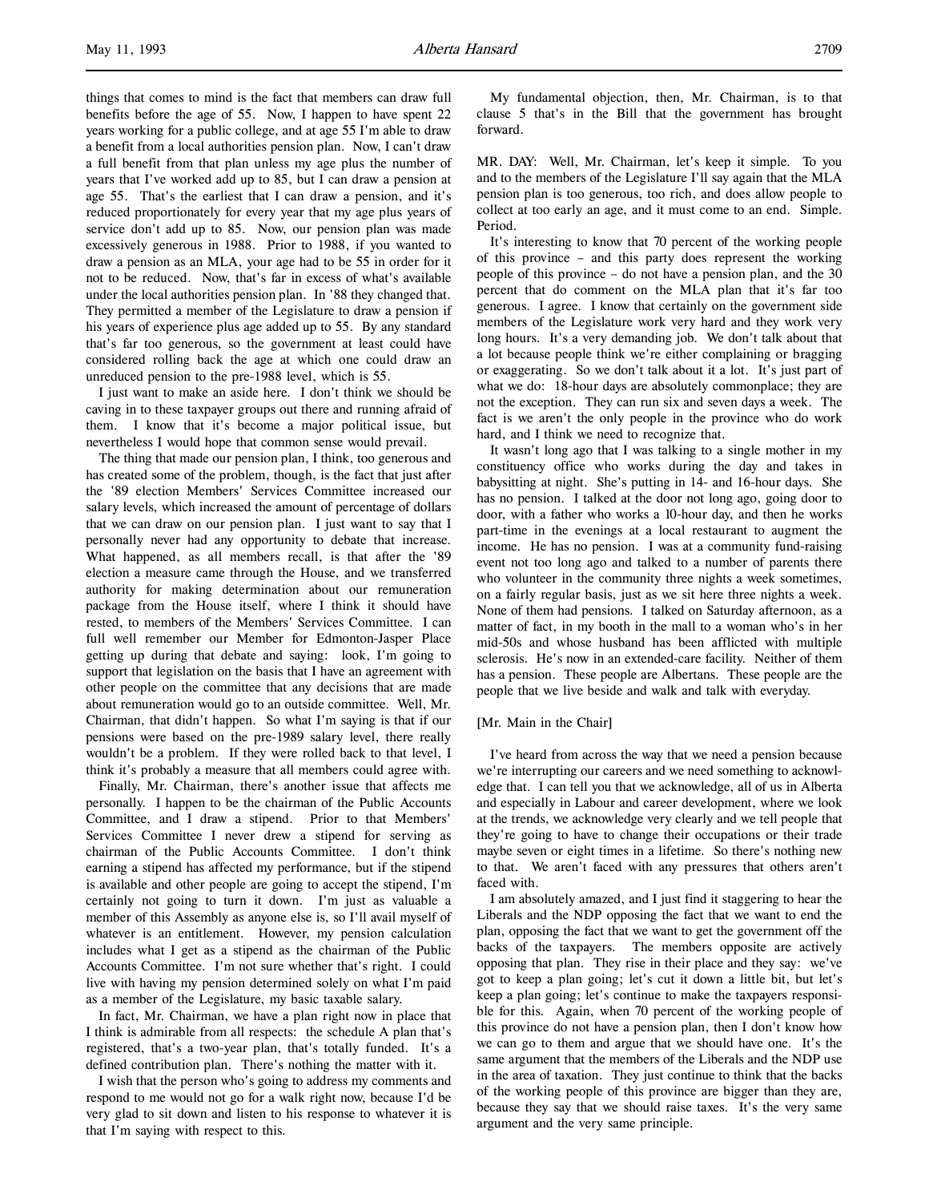things that comes to mind is the fact that members can draw full benefits before the age of 55. Now, I happen to have spent 22 years working for a public college, and at age 55 I'm able to draw a benefit from a local authorities pension plan. Now, I can't draw a full benefit from that plan unless my age plus the number of years that I've worked add up to 85, but I can draw a pension at age 55. That's the earliest that I can draw a pension, and it's reduced proportionately for every year that my age plus years of service don't add up to 85. Now, our pension plan was made excessively generous in 1988. Prior to 1988, if you wanted to draw a pension as an MLA, your age had to be 55 in order for it not to be reduced. Now, that's far in excess of what's available under the local authorities pension plan. In '88 they changed that. They permitted a member of the Legislature to draw a pension if his years of experience plus age added up to 55. By any standard that's far too generous, so the government at least could have considered rolling back the age at which one could draw an unreduced pension to the pre-1988 level, which is 55.

I just want to make an aside here. I don't think we should be caving in to these taxpayer groups out there and running afraid of them. I know that it's become a major political issue, but nevertheless I would hope that common sense would prevail.

The thing that made our pension plan, I think, too generous and has created some of the problem, though, is the fact that just after the '89 election Members' Services Committee increased our salary levels, which increased the amount of percentage of dollars that we can draw on our pension plan. I just want to say that I personally never had any opportunity to debate that increase. What happened, as all members recall, is that after the '89 election a measure came through the House, and we transferred authority for making determination about our remuneration package from the House itself, where I think it should have rested, to members of the Members' Services Committee. I can full well remember our Member for Edmonton-Jasper Place getting up during that debate and saying: look, I'm going to support that legislation on the basis that I have an agreement with other people on the committee that any decisions that are made about remuneration would go to an outside committee. Well, Mr. Chairman, that didn't happen. So what I'm saying is that if our pensions were based on the pre-1989 salary level, there really wouldn't be a problem. If they were rolled back to that level, I think it's probably a measure that all members could agree with.

Finally, Mr. Chairman, there's another issue that affects me personally. I happen to be the chairman of the Public Accounts Committee, and I draw a stipend. Prior to that Members' Services Committee I never drew a stipend for serving as chairman of the Public Accounts Committee. I don't think earning a stipend has affected my performance, but if the stipend is available and other people are going to accept the stipend, I'm certainly not going to turn it down. I'm just as valuable a member of this Assembly as anyone else is, so I'll avail myself of whatever is an entitlement. However, my pension calculation includes what I get as a stipend as the chairman of the Public Accounts Committee. I'm not sure whether that's right. I could live with having my pension determined solely on what I'm paid as a member of the Legislature, my basic taxable salary.

In fact, Mr. Chairman, we have a plan right now in place that I think is admirable from all respects: the schedule A plan that's registered, that's a two-year plan, that's totally funded. It's a defined contribution plan. There's nothing the matter with it.

I wish that the person who's going to address my comments and respond to me would not go for a walk right now, because I'd be very glad to sit down and listen to his response to whatever it is that I'm saying with respect to this.

My fundamental objection, then, Mr. Chairman, is to that clause 5 that's in the Bill that the government has brought forward.

MR. DAY: Well, Mr. Chairman, let's keep it simple. To you and to the members of the Legislature I'll say again that the MLA pension plan is too generous, too rich, and does allow people to collect at too early an age, and it must come to an end. Simple. Period.

It's interesting to know that 70 percent of the working people of this province – and this party does represent the working people of this province – do not have a pension plan, and the 30 percent that do comment on the MLA plan that it's far too generous. I agree. I know that certainly on the government side members of the Legislature work very hard and they work very long hours. It's a very demanding job. We don't talk about that a lot because people think we're either complaining or bragging or exaggerating. So we don't talk about it a lot. It's just part of what we do: 18-hour days are absolutely commonplace; they are not the exception. They can run six and seven days a week. The fact is we aren't the only people in the province who do work hard, and I think we need to recognize that.

It wasn't long ago that I was talking to a single mother in my constituency office who works during the day and takes in babysitting at night. She's putting in 14- and 16-hour days. She has no pension. I talked at the door not long ago, going door to door, with a father who works a 10-hour day, and then he works part-time in the evenings at a local restaurant to augment the income. He has no pension. I was at a community fund-raising event not too long ago and talked to a number of parents there who volunteer in the community three nights a week sometimes, on a fairly regular basis, just as we sit here three nights a week. None of them had pensions. I talked on Saturday afternoon, as a matter of fact, in my booth in the mall to a woman who's in her mid-50s and whose husband has been afflicted with multiple sclerosis. He's now in an extended-care facility. Neither of them has a pension. These people are Albertans. These people are the people that we live beside and walk and talk with everyday.

[Mr. Main in the Chair]

I've heard from across the way that we need a pension because we're interrupting our careers and we need something to acknowledge that. I can tell you that we acknowledge, all of us in Alberta and especially in Labour and career development, where we look at the trends, we acknowledge very clearly and we tell people that they're going to have to change their occupations or their trade maybe seven or eight times in a lifetime. So there's nothing new to that. We aren't faced with any pressures that others aren't faced with.

I am absolutely amazed, and I just find it staggering to hear the Liberals and the NDP opposing the fact that we want to end the plan, opposing the fact that we want to get the government off the backs of the taxpayers. The members opposite are actively opposing that plan. They rise in their place and they say: we've got to keep a plan going; let's cut it down a little bit, but let's keep a plan going; let's continue to make the taxpayers responsible for this. Again, when 70 percent of the working people of this province do not have a pension plan, then I don't know how we can go to them and argue that we should have one. It's the same argument that the members of the Liberals and the NDP use in the area of taxation. They just continue to think that the backs of the working people of this province are bigger than they are, because they say that we should raise taxes. It's the very same argument and the very same principle.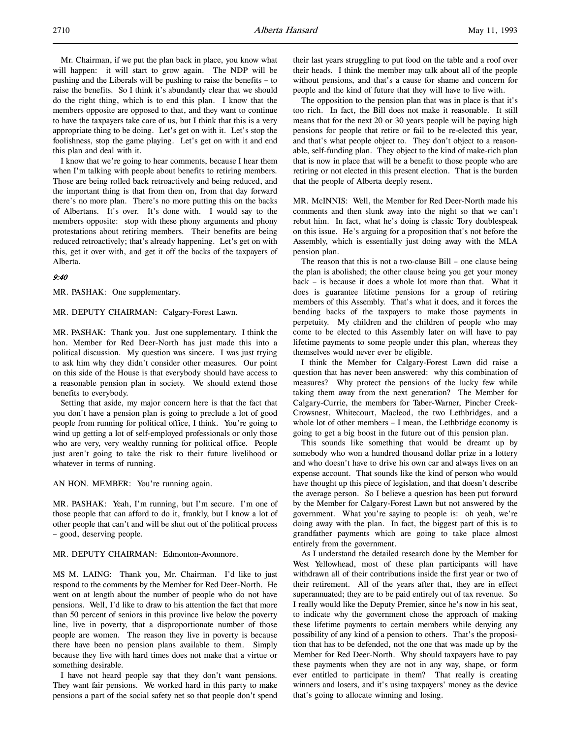Mr. Chairman, if we put the plan back in place, you know what will happen: it will start to grow again. The NDP will be pushing and the Liberals will be pushing to raise the benefits – to raise the benefits. So I think it's abundantly clear that we should do the right thing, which is to end this plan. I know that the members opposite are opposed to that, and they want to continue to have the taxpayers take care of us, but I think that this is a very appropriate thing to be doing. Let's get on with it. Let's stop the foolishness, stop the game playing. Let's get on with it and end this plan and deal with it.

I know that we're going to hear comments, because I hear them when I'm talking with people about benefits to retiring members. Those are being rolled back retroactively and being reduced, and the important thing is that from then on, from that day forward there's no more plan. There's no more putting this on the backs of Albertans. It's over. It's done with. I would say to the members opposite: stop with these phony arguments and phony protestations about retiring members. Their benefits are being reduced retroactively; that's already happening. Let's get on with this, get it over with, and get it off the backs of the taxpayers of Alberta.

*9:40*

MR. PASHAK: One supplementary.

MR. DEPUTY CHAIRMAN: Calgary-Forest Lawn.

MR. PASHAK: Thank you. Just one supplementary. I think the hon. Member for Red Deer-North has just made this into a political discussion. My question was sincere. I was just trying to ask him why they didn't consider other measures. Our point on this side of the House is that everybody should have access to a reasonable pension plan in society. We should extend those benefits to everybody.

Setting that aside, my major concern here is that the fact that you don't have a pension plan is going to preclude a lot of good people from running for political office, I think. You're going to wind up getting a lot of self-employed professionals or only those who are very, very wealthy running for political office. People just aren't going to take the risk to their future livelihood or whatever in terms of running.

AN HON. MEMBER: You're running again.

MR. PASHAK: Yeah, I'm running, but I'm secure. I'm one of those people that can afford to do it, frankly, but I know a lot of other people that can't and will be shut out of the political process – good, deserving people.

MR. DEPUTY CHAIRMAN: Edmonton-Avonmore.

MS M. LAING: Thank you, Mr. Chairman. I'd like to just respond to the comments by the Member for Red Deer-North. He went on at length about the number of people who do not have pensions. Well, I'd like to draw to his attention the fact that more than 50 percent of seniors in this province live below the poverty line, live in poverty, that a disproportionate number of those people are women. The reason they live in poverty is because there have been no pension plans available to them. Simply because they live with hard times does not make that a virtue or something desirable.

I have not heard people say that they don't want pensions. They want fair pensions. We worked hard in this party to make pensions a part of the social safety net so that people don't spend their last years struggling to put food on the table and a roof over their heads. I think the member may talk about all of the people without pensions, and that's a cause for shame and concern for people and the kind of future that they will have to live with.

The opposition to the pension plan that was in place is that it's too rich. In fact, the Bill does not make it reasonable. It still means that for the next 20 or 30 years people will be paying high pensions for people that retire or fail to be re-elected this year, and that's what people object to. They don't object to a reasonable, self-funding plan. They object to the kind of make-rich plan that is now in place that will be a benefit to those people who are retiring or not elected in this present election. That is the burden that the people of Alberta deeply resent.

MR. McINNIS: Well, the Member for Red Deer-North made his comments and then slunk away into the night so that we can't rebut him. In fact, what he's doing is classic Tory doublespeak on this issue. He's arguing for a proposition that's not before the Assembly, which is essentially just doing away with the MLA pension plan.

The reason that this is not a two-clause Bill – one clause being the plan is abolished; the other clause being you get your money back – is because it does a whole lot more than that. What it does is guarantee lifetime pensions for a group of retiring members of this Assembly. That's what it does, and it forces the bending backs of the taxpayers to make those payments in perpetuity. My children and the children of people who may come to be elected to this Assembly later on will have to pay lifetime payments to some people under this plan, whereas they themselves would never ever be eligible.

I think the Member for Calgary-Forest Lawn did raise a question that has never been answered: why this combination of measures? Why protect the pensions of the lucky few while taking them away from the next generation? The Member for Calgary-Currie, the members for Taber-Warner, Pincher Creek-Crowsnest, Whitecourt, Macleod, the two Lethbridges, and a whole lot of other members – I mean, the Lethbridge economy is going to get a big boost in the future out of this pension plan.

This sounds like something that would be dreamt up by somebody who won a hundred thousand dollar prize in a lottery and who doesn't have to drive his own car and always lives on an expense account. That sounds like the kind of person who would have thought up this piece of legislation, and that doesn't describe the average person. So I believe a question has been put forward by the Member for Calgary-Forest Lawn but not answered by the government. What you're saying to people is: oh yeah, we're doing away with the plan. In fact, the biggest part of this is to grandfather payments which are going to take place almost entirely from the government.

As I understand the detailed research done by the Member for West Yellowhead, most of these plan participants will have withdrawn all of their contributions inside the first year or two of their retirement. All of the years after that, they are in effect superannuated; they are to be paid entirely out of tax revenue. So I really would like the Deputy Premier, since he's now in his seat, to indicate why the government chose the approach of making these lifetime payments to certain members while denying any possibility of any kind of a pension to others. That's the proposition that has to be defended, not the one that was made up by the Member for Red Deer-North. Why should taxpayers have to pay these payments when they are not in any way, shape, or form ever entitled to participate in them? That really is creating winners and losers, and it's using taxpayers' money as the device that's going to allocate winning and losing.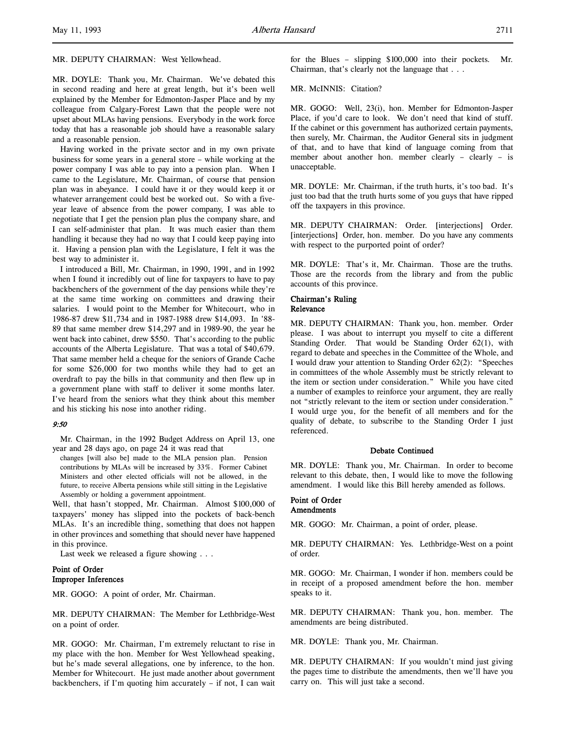MR. DEPUTY CHAIRMAN: West Yellowhead.

MR. DOYLE: Thank you, Mr. Chairman. We've debated this in second reading and here at great length, but it's been well explained by the Member for Edmonton-Jasper Place and by my colleague from Calgary-Forest Lawn that the people were not upset about MLAs having pensions. Everybody in the work force today that has a reasonable job should have a reasonable salary and a reasonable pension.

Having worked in the private sector and in my own private business for some years in a general store – while working at the power company I was able to pay into a pension plan. When I came to the Legislature, Mr. Chairman, of course that pension plan was in abeyance. I could have it or they would keep it or whatever arrangement could best be worked out. So with a five-year leave of absence from the power company, I was able to negotiate that I get the pension plan plus the company share, and I can self-administer that plan. It was much easier than them handling it because they had no way that I could keep paying into it. Having a pension plan with the Legislature, I felt it was the best way to administer it.

I introduced a Bill, Mr. Chairman, in 1990, 1991, and in 1992 when I found it incredibly out of line for taxpayers to have to pay backbenchers of the government of the day pensions while they're at the same time working on committees and drawing their salaries. I would point to the Member for Whitecourt, who in 1986-87 drew $11,734 and in 1987-1988 drew $14,093. In '88-89 that same member drew $14,297 and in 1989-90, the year he went back into cabinet, drew $550. That's according to the public accounts of the Alberta Legislature. That was a total of $40,679. That same member held a cheque for the seniors of Grande Cache for some $26,000 for two months while they had to get an overdraft to pay the bills in that community and then flew up in a government plane with staff to deliver it some months later. I've heard from the seniors what they think about this member and his sticking his nose into another riding.

*9:50*

Mr. Chairman, in the 1992 Budget Address on April 13, one year and 28 days ago, on page 24 it was read that

> changes [will also be] made to the MLA pension plan. Pension contributions by MLAs will be increased by 33%. Former Cabinet Ministers and other elected officials will not be allowed, in the future, to receive Alberta pensions while still sitting in the Legislative Assembly or holding a government appointment.

Well, that hasn't stopped, Mr. Chairman. Almost $100,000 of taxpayers' money has slipped into the pockets of back-bench MLAs. It's an incredible thing, something that does not happen in other provinces and something that should never have happened in this province.

Last week we released a figure showing . . .

**Point of Order**
**Improper Inferences**

MR. GOGO: A point of order, Mr. Chairman.

MR. DEPUTY CHAIRMAN: The Member for Lethbridge-West on a point of order.

MR. GOGO: Mr. Chairman, I'm extremely reluctant to rise in my place with the hon. Member for West Yellowhead speaking, but he's made several allegations, one by inference, to the hon. Member for Whitecourt. He just made another about government backbenchers, if I'm quoting him accurately – if not, I can wait for the Blues – slipping $100,000 into their pockets. Mr. Chairman, that's clearly not the language that . . .

MR. McINNIS: Citation?

MR. GOGO: Well, 23(i), hon. Member for Edmonton-Jasper Place, if you'd care to look. We don't need that kind of stuff. If the cabinet or this government has authorized certain payments, then surely, Mr. Chairman, the Auditor General sits in judgment of that, and to have that kind of language coming from that member about another hon. member clearly – clearly – is unacceptable.

MR. DOYLE: Mr. Chairman, if the truth hurts, it's too bad. It's just too bad that the truth hurts some of you guys that have ripped off the taxpayers in this province.

MR. DEPUTY CHAIRMAN: Order. [interjections] Order. [interjections] Order, hon. member. Do you have any comments with respect to the purported point of order?

MR. DOYLE: That's it, Mr. Chairman. Those are the truths. Those are the records from the library and from the public accounts of this province.

**Chairman's Ruling**
**Relevance**

MR. DEPUTY CHAIRMAN: Thank you, hon. member. Order please. I was about to interrupt you myself to cite a different Standing Order. That would be Standing Order 62(1), with regard to debate and speeches in the Committee of the Whole, and I would draw your attention to Standing Order 62(2): "Speeches in committees of the whole Assembly must be strictly relevant to the item or section under consideration." While you have cited a number of examples to reinforce your argument, they are really not "strictly relevant to the item or section under consideration." I would urge you, for the benefit of all members and for the quality of debate, to subscribe to the Standing Order I just referenced.

**Debate Continued**

MR. DOYLE: Thank you, Mr. Chairman. In order to become relevant to this debate, then, I would like to move the following amendment. I would like this Bill hereby amended as follows.

**Point of Order**
**Amendments**

MR. GOGO: Mr. Chairman, a point of order, please.

MR. DEPUTY CHAIRMAN: Yes. Lethbridge-West on a point of order.

MR. GOGO: Mr. Chairman, I wonder if hon. members could be in receipt of a proposed amendment before the hon. member speaks to it.

MR. DEPUTY CHAIRMAN: Thank you, hon. member. The amendments are being distributed.

MR. DOYLE: Thank you, Mr. Chairman.

MR. DEPUTY CHAIRMAN: If you wouldn't mind just giving the pages time to distribute the amendments, then we'll have you carry on. This will just take a second.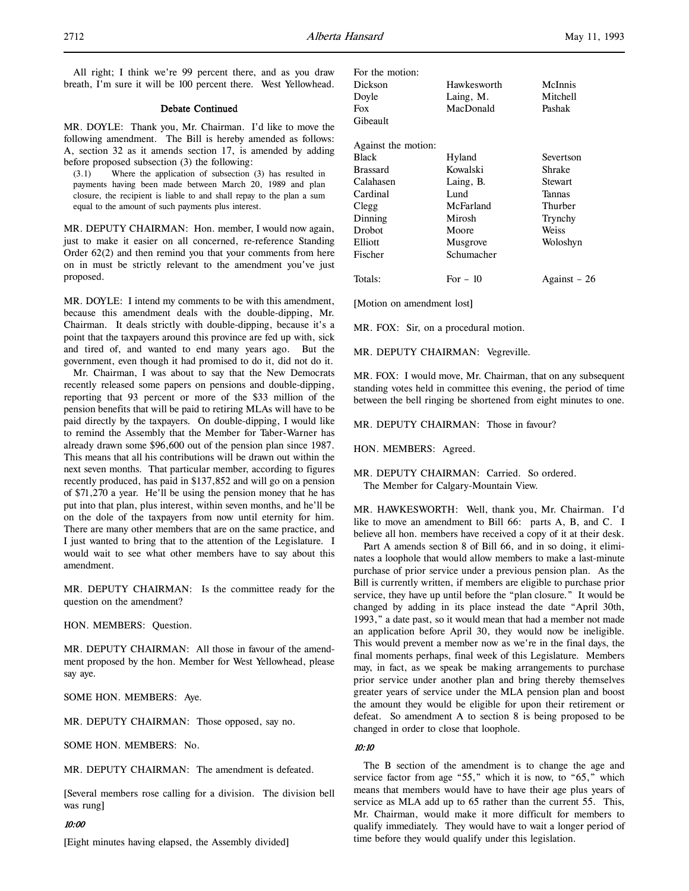All right; I think we're 99 percent there, and as you draw breath, I'm sure it will be 100 percent there. West Yellowhead.

### Debate Continued

MR. DOYLE: Thank you, Mr. Chairman. I'd like to move the following amendment. The Bill is hereby amended as follows: A, section 32 as it amends section 17, is amended by adding before proposed subsection (3) the following:

> (3.1) Where the application of subsection (3) has resulted in payments having been made between March 20, 1989 and plan closure, the recipient is liable to and shall repay to the plan a sum equal to the amount of such payments plus interest.

MR. DEPUTY CHAIRMAN: Hon. member, I would now again, just to make it easier on all concerned, re-reference Standing Order 62(2) and then remind you that your comments from here on in must be strictly relevant to the amendment you've just proposed.

MR. DOYLE: I intend my comments to be with this amendment, because this amendment deals with the double-dipping, Mr. Chairman. It deals strictly with double-dipping, because it's a point that the taxpayers around this province are fed up with, sick and tired of, and wanted to end many years ago. But the government, even though it had promised to do it, did not do it.

Mr. Chairman, I was about to say that the New Democrats recently released some papers on pensions and double-dipping, reporting that 93 percent or more of the $33 million of the pension benefits that will be paid to retiring MLAs will have to be paid directly by the taxpayers. On double-dipping, I would like to remind the Assembly that the Member for Taber-Warner has already drawn some $96,600 out of the pension plan since 1987. This means that all his contributions will be drawn out within the next seven months. That particular member, according to figures recently produced, has paid in $137,852 and will go on a pension of $71,270 a year. He'll be using the pension money that he has put into that plan, plus interest, within seven months, and he'll be on the dole of the taxpayers from now until eternity for him. There are many other members that are on the same practice, and I just wanted to bring that to the attention of the Legislature. I would wait to see what other members have to say about this amendment.

MR. DEPUTY CHAIRMAN: Is the committee ready for the question on the amendment?

HON. MEMBERS: Question.

MR. DEPUTY CHAIRMAN: All those in favour of the amendment proposed by the hon. Member for West Yellowhead, please say aye.

SOME HON. MEMBERS: Aye.

MR. DEPUTY CHAIRMAN: Those opposed, say no.

SOME HON. MEMBERS: No.

MR. DEPUTY CHAIRMAN: The amendment is defeated.

[Several members rose calling for a division. The division bell was rung]

*10:00*

[Eight minutes having elapsed, the Assembly divided]

For the motion:

| | | |
|---|---|---|
| Dickson | Hawkesworth | McInnis |
| Doyle | Laing, M. | Mitchell |
| Fox | MacDonald | Pashak |
| Gibeault | | |

Against the motion:

| | | |
|---|---|---|
| Black | Hyland | Severtson |
| Brassard | Kowalski | Shrake |
| Calahasen | Laing, B. | Stewart |
| Cardinal | Lund | Tannas |
| Clegg | McFarland | Thurber |
| Dinning | Mirosh | Trynchy |
| Drobot | Moore | Weiss |
| Elliott | Musgrove | Woloshyn |
| Fischer | Schumacher | |

| | | |
|---|---|---|
| Totals: | For – 10 | Against – 26 |

[Motion on amendment lost]

MR. FOX: Sir, on a procedural motion.

MR. DEPUTY CHAIRMAN: Vegreville.

MR. FOX: I would move, Mr. Chairman, that on any subsequent standing votes held in committee this evening, the period of time between the bell ringing be shortened from eight minutes to one.

MR. DEPUTY CHAIRMAN: Those in favour?

HON. MEMBERS: Agreed.

MR. DEPUTY CHAIRMAN: Carried. So ordered.
The Member for Calgary-Mountain View.

MR. HAWKESWORTH: Well, thank you, Mr. Chairman. I'd like to move an amendment to Bill 66: parts A, B, and C. I believe all hon. members have received a copy of it at their desk.

Part A amends section 8 of Bill 66, and in so doing, it eliminates a loophole that would allow members to make a last-minute purchase of prior service under a previous pension plan. As the Bill is currently written, if members are eligible to purchase prior service, they have up until before the "plan closure." It would be changed by adding in its place instead the date "April 30th, 1993," a date past, so it would mean that had a member not made an application before April 30, they would now be ineligible. This would prevent a member now as we're in the final days, the final moments perhaps, final week of this Legislature. Members may, in fact, as we speak be making arrangements to purchase prior service under another plan and bring thereby themselves greater years of service under the MLA pension plan and boost the amount they would be eligible for upon their retirement or defeat. So amendment A to section 8 is being proposed to be changed in order to close that loophole.

*10:10*

The B section of the amendment is to change the age and service factor from age "55," which it is now, to "65," which means that members would have to have their age plus years of service as MLA add up to 65 rather than the current 55. This, Mr. Chairman, would make it more difficult for members to qualify immediately. They would have to wait a longer period of time before they would qualify under this legislation.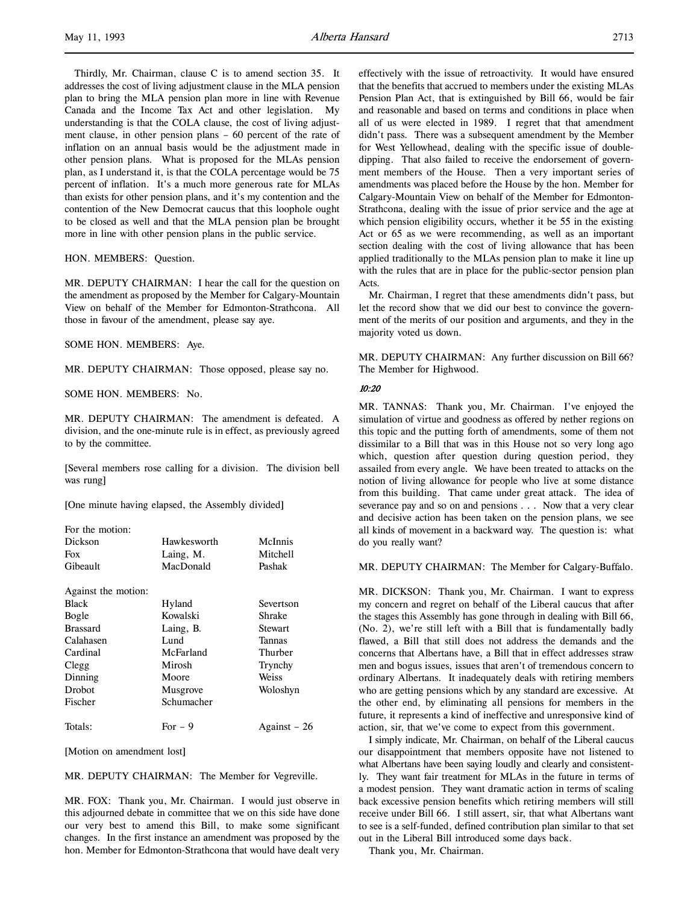Thirdly, Mr. Chairman, clause C is to amend section 35. It addresses the cost of living adjustment clause in the MLA pension plan to bring the MLA pension plan more in line with Revenue Canada and the Income Tax Act and other legislation. My understanding is that the COLA clause, the cost of living adjustment clause, in other pension plans – 60 percent of the rate of inflation on an annual basis would be the adjustment made in other pension plans. What is proposed for the MLAs pension plan, as I understand it, is that the COLA percentage would be 75 percent of inflation. It's a much more generous rate for MLAs than exists for other pension plans, and it's my contention and the contention of the New Democrat caucus that this loophole ought to be closed as well and that the MLA pension plan be brought more in line with other pension plans in the public service.

HON. MEMBERS: Question.

MR. DEPUTY CHAIRMAN: I hear the call for the question on the amendment as proposed by the Member for Calgary-Mountain View on behalf of the Member for Edmonton-Strathcona. All those in favour of the amendment, please say aye.

SOME HON. MEMBERS: Aye.

MR. DEPUTY CHAIRMAN: Those opposed, please say no.

SOME HON. MEMBERS: No.

MR. DEPUTY CHAIRMAN: The amendment is defeated. A division, and the one-minute rule is in effect, as previously agreed to by the committee.

[Several members rose calling for a division. The division bell was rung]

[One minute having elapsed, the Assembly divided]

For the motion:

| | | |
|---|---|---|
| Dickson | Hawkesworth | McInnis |
| Fox | Laing, M. | Mitchell |
| Gibeault | MacDonald | Pashak |

Against the motion:

| | | |
|---|---|---|
| Black | Hyland | Severtson |
| Bogle | Kowalski | Shrake |
| Brassard | Laing, B. | Stewart |
| Calahasen | Lund | Tannas |
| Cardinal | McFarland | Thurber |
| Clegg | Mirosh | Trynchy |
| Dinning | Moore | Weiss |
| Drobot | Musgrove | Woloshyn |
| Fischer | Schumacher | |

| | | |
|---|---|---|
| Totals: | For – 9 | Against – 26 |

[Motion on amendment lost]

MR. DEPUTY CHAIRMAN: The Member for Vegreville.

MR. FOX: Thank you, Mr. Chairman. I would just observe in this adjourned debate in committee that we on this side have done our very best to amend this Bill, to make some significant changes. In the first instance an amendment was proposed by the hon. Member for Edmonton-Strathcona that would have dealt very effectively with the issue of retroactivity. It would have ensured that the benefits that accrued to members under the existing MLAs Pension Plan Act, that is extinguished by Bill 66, would be fair and reasonable and based on terms and conditions in place when all of us were elected in 1989. I regret that that amendment didn't pass. There was a subsequent amendment by the Member for West Yellowhead, dealing with the specific issue of double-dipping. That also failed to receive the endorsement of government members of the House. Then a very important series of amendments was placed before the House by the hon. Member for Calgary-Mountain View on behalf of the Member for Edmonton-Strathcona, dealing with the issue of prior service and the age at which pension eligibility occurs, whether it be 55 in the existing Act or 65 as we were recommending, as well as an important section dealing with the cost of living allowance that has been applied traditionally to the MLAs pension plan to make it line up with the rules that are in place for the public-sector pension plan Acts.

Mr. Chairman, I regret that these amendments didn't pass, but let the record show that we did our best to convince the government of the merits of our position and arguments, and they in the majority voted us down.

MR. DEPUTY CHAIRMAN: Any further discussion on Bill 66? The Member for Highwood.

*10:20*

MR. TANNAS: Thank you, Mr. Chairman. I've enjoyed the simulation of virtue and goodness as offered by nether regions on this topic and the putting forth of amendments, some of them not dissimilar to a Bill that was in this House not so very long ago which, question after question during question period, they assailed from every angle. We have been treated to attacks on the notion of living allowance for people who live at some distance from this building. That came under great attack. The idea of severance pay and so on and pensions . . . Now that a very clear and decisive action has been taken on the pension plans, we see all kinds of movement in a backward way. The question is: what do you really want?

MR. DEPUTY CHAIRMAN: The Member for Calgary-Buffalo.

MR. DICKSON: Thank you, Mr. Chairman. I want to express my concern and regret on behalf of the Liberal caucus that after the stages this Assembly has gone through in dealing with Bill 66, (No. 2), we're still left with a Bill that is fundamentally badly flawed, a Bill that still does not address the demands and the concerns that Albertans have, a Bill that in effect addresses straw men and bogus issues, issues that aren't of tremendous concern to ordinary Albertans. It inadequately deals with retiring members who are getting pensions which by any standard are excessive. At the other end, by eliminating all pensions for members in the future, it represents a kind of ineffective and unresponsive kind of action, sir, that we've come to expect from this government.

I simply indicate, Mr. Chairman, on behalf of the Liberal caucus our disappointment that members opposite have not listened to what Albertans have been saying loudly and clearly and consistently. They want fair treatment for MLAs in the future in terms of a modest pension. They want dramatic action in terms of scaling back excessive pension benefits which retiring members will still receive under Bill 66. I still assert, sir, that what Albertans want to see is a self-funded, defined contribution plan similar to that set out in the Liberal Bill introduced some days back.

Thank you, Mr. Chairman.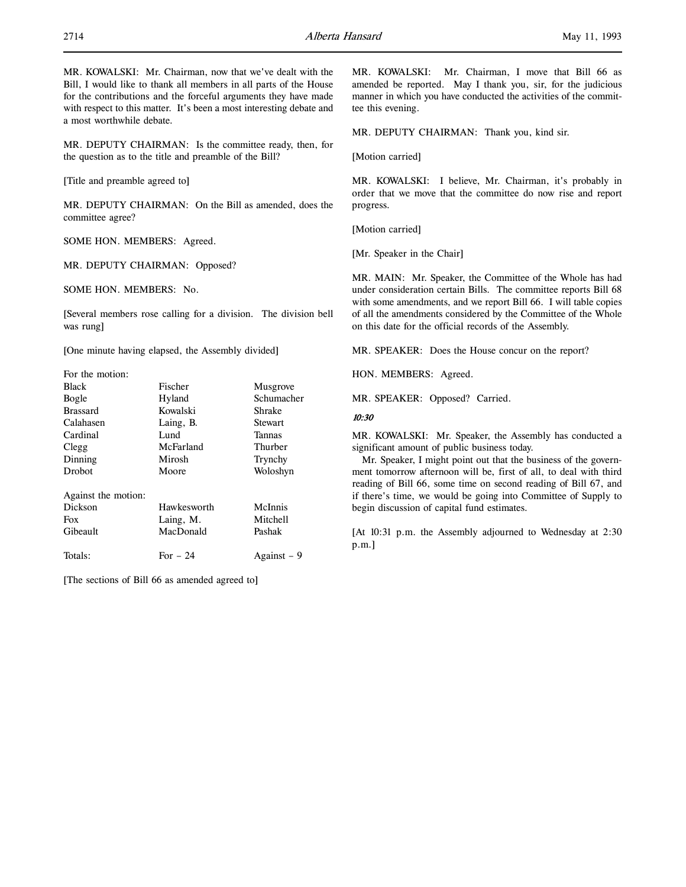MR. KOWALSKI: Mr. Chairman, now that we've dealt with the Bill, I would like to thank all members in all parts of the House for the contributions and the forceful arguments they have made with respect to this matter. It's been a most interesting debate and a most worthwhile debate.

MR. DEPUTY CHAIRMAN: Is the committee ready, then, for the question as to the title and preamble of the Bill?

[Title and preamble agreed to]

MR. DEPUTY CHAIRMAN: On the Bill as amended, does the committee agree?

SOME HON. MEMBERS: Agreed.

MR. DEPUTY CHAIRMAN: Opposed?

SOME HON. MEMBERS: No.

[Several members rose calling for a division. The division bell was rung]

[One minute having elapsed, the Assembly divided]

| | | |
|---|---|---|
| For the motion: | | |
| Black | Fischer | Musgrove |
| Bogle | Hyland | Schumacher |
| Brassard | Kowalski | Shrake |
| Calahasen | Laing, B. | Stewart |
| Cardinal | Lund | Tannas |
| Clegg | McFarland | Thurber |
| Dinning | Mirosh | Trynchy |
| Drobot | Moore | Woloshyn |
| Against the motion: | | |
| Dickson | Hawkesworth | McInnis |
| Fox | Laing, M. | Mitchell |
| Gibeault | MacDonald | Pashak |
| Totals: | For – 24 | Against – 9 |

[The sections of Bill 66 as amended agreed to]

MR. KOWALSKI: Mr. Chairman, I move that Bill 66 as amended be reported. May I thank you, sir, for the judicious manner in which you have conducted the activities of the committee this evening.

MR. DEPUTY CHAIRMAN: Thank you, kind sir.

[Motion carried]

MR. KOWALSKI: I believe, Mr. Chairman, it's probably in order that we move that the committee do now rise and report progress.

[Motion carried]

[Mr. Speaker in the Chair]

MR. MAIN: Mr. Speaker, the Committee of the Whole has had under consideration certain Bills. The committee reports Bill 68 with some amendments, and we report Bill 66. I will table copies of all the amendments considered by the Committee of the Whole on this date for the official records of the Assembly.

MR. SPEAKER: Does the House concur on the report?

HON. MEMBERS: Agreed.

MR. SPEAKER: Opposed? Carried.

*10:30*

MR. KOWALSKI: Mr. Speaker, the Assembly has conducted a significant amount of public business today.

Mr. Speaker, I might point out that the business of the government tomorrow afternoon will be, first of all, to deal with third reading of Bill 66, some time on second reading of Bill 67, and if there's time, we would be going into Committee of Supply to begin discussion of capital fund estimates.

[At 10:31 p.m. the Assembly adjourned to Wednesday at 2:30 p.m.]